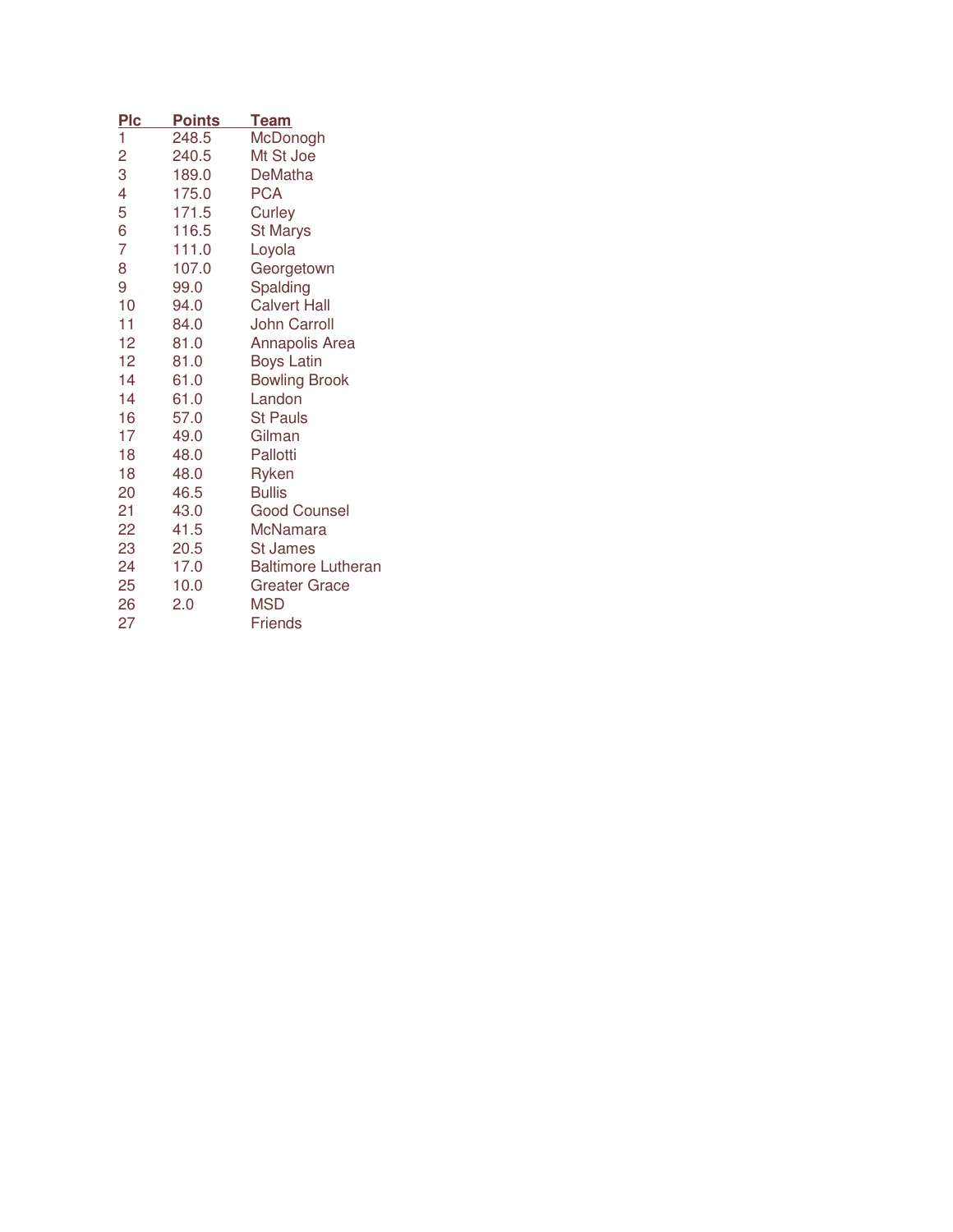| Plc | Points | Team |
|---|---|---|
| 1 | 248.5 | McDonogh |
| 2 | 240.5 | Mt St Joe |
| 3 | 189.0 | DeMatha |
| 4 | 175.0 | PCA |
| 5 | 171.5 | Curley |
| 6 | 116.5 | St Marys |
| 7 | 111.0 | Loyola |
| 8 | 107.0 | Georgetown |
| 9 | 99.0 | Spalding |
| 10 | 94.0 | Calvert Hall |
| 11 | 84.0 | John Carroll |
| 12 | 81.0 | Annapolis Area |
| 12 | 81.0 | Boys Latin |
| 14 | 61.0 | Bowling Brook |
| 14 | 61.0 | Landon |
| 16 | 57.0 | St Pauls |
| 17 | 49.0 | Gilman |
| 18 | 48.0 | Pallotti |
| 18 | 48.0 | Ryken |
| 20 | 46.5 | Bullis |
| 21 | 43.0 | Good Counsel |
| 22 | 41.5 | McNamara |
| 23 | 20.5 | St James |
| 24 | 17.0 | Baltimore Lutheran |
| 25 | 10.0 | Greater Grace |
| 26 | 2.0 | MSD |
| 27 | | Friends |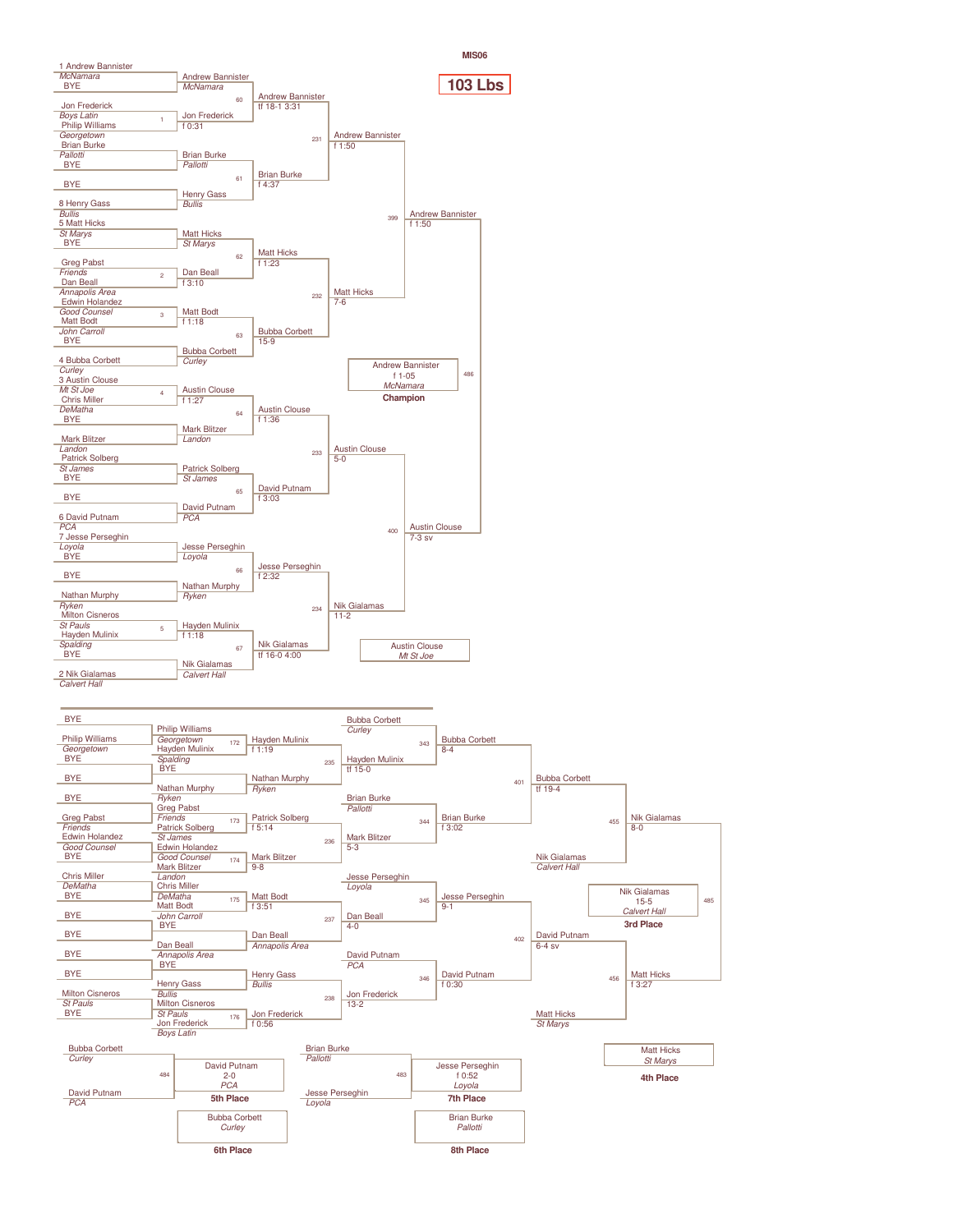MIS06

# 103 Lbs

## Championship Bracket

### First Round

| Seed/Wrestler | Team | Opponent | Team | Bout | Winner | Team | Result |
|---|---|---|---|---|---|---|---|
| 1 Andrew Bannister | McNamara | BYE | | | Andrew Bannister | McNamara | |
| Jon Frederick | Boys Latin | Philip Williams | Georgetown | 1 | Jon Frederick | | f 0:31 |
| Brian Burke | Pallotti | BYE | | | Brian Burke | Pallotti | |
| BYE | | 8 Henry Gass | Bullis | | Henry Gass | Bullis | |
| 5 Matt Hicks | St Marys | BYE | | | Matt Hicks | St Marys | |
| Greg Pabst | Friends | Dan Beall | Annapolis Area | 2 | Dan Beall | | f 3:10 |
| Edwin Holandez | Good Counsel | Matt Bodt | John Carroll | 3 | Matt Bodt | | f 1:18 |
| BYE | | 4 Bubba Corbett | Curley | | Bubba Corbett | Curley | |
| 3 Austin Clouse | Mt St Joe | Chris Miller | DeMatha | 4 | Austin Clouse | | f 1:27 |
| BYE | | Mark Blitzer | Landon | | Mark Blitzer | Landon | |
| Patrick Solberg | St James | BYE | | | Patrick Solberg | St James | |
| BYE | | 6 David Putnam | PCA | | David Putnam | PCA | |
| 7 Jesse Perseghin | Loyola | BYE | | | Jesse Perseghin | Loyola | |
| BYE | | Nathan Murphy | Ryken | | Nathan Murphy | Ryken | |
| Milton Cisneros | St Pauls | Hayden Mulinix | Spalding | 5 | Hayden Mulinix | | f 1:18 |
| BYE | | 2 Nik Gialamas | Calvert Hall | | Nik Gialamas | Calvert Hall | |

### Second Round

| Bout | Winner | Result |
|---|---|---|
| 60 | Andrew Bannister | tf 18-1 3:31 |
| 61 | Brian Burke | f 4:37 |
| 62 | Matt Hicks | f 1:23 |
| 63 | Bubba Corbett | 15-9 |
| 64 | Austin Clouse | f 1:36 |
| 65 | David Putnam | f 3:03 |
| 66 | Jesse Perseghin | f 2:32 |
| 67 | Nik Gialamas | tf 16-0 4:00 |

### Quarterfinals

| Bout | Winner | Result |
|---|---|---|
| 231 | Andrew Bannister | f 1:50 |
| 232 | Matt Hicks | 7-6 |
| 233 | Austin Clouse | 5-0 |
| 234 | Nik Gialamas | 11-2 |

### Semifinals

| Bout | Winner | Result |
|---|---|---|
| 399 | Andrew Bannister | f 1:50 |
| 400 | Austin Clouse | 7-3 sv |

### Final

| Bout | Result |
|---|---|
| 486 | Andrew Bannister, f 1-05, McNamara — **Champion** |
| | Austin Clouse, Mt St Joe |

## Consolation Bracket

### Consolation Round 1

| Bout | Wrestler | Team | Opponent | Team | Winner | Result |
|---|---|---|---|---|---|---|
| | BYE | | Philip Williams | Georgetown | Philip Williams | |
| 172 | Philip Williams | Georgetown | Hayden Mulinix | Spalding | Hayden Mulinix | f 1:19 |
| | BYE | | BYE | | BYE | |
| | BYE | | Nathan Murphy | Ryken | Nathan Murphy | |
| | BYE | | Greg Pabst | Friends | Greg Pabst | |
| 173 | Greg Pabst | Friends | Patrick Solberg | St James | Patrick Solberg | f 5:14 |
| | Edwin Holandez | Good Counsel | BYE | | Edwin Holandez | |
| 174 | Edwin Holandez | Good Counsel | Mark Blitzer | Landon | Mark Blitzer | 9-8 |
| | Chris Miller | DeMatha | BYE | | Chris Miller | |
| 175 | Chris Miller | DeMatha | Matt Bodt | John Carroll | Matt Bodt | f 3:51 |
| | BYE | | BYE | | BYE | |
| | BYE | | Dan Beall | Annapolis Area | Dan Beall | |
| | BYE | | BYE | | BYE | |
| | BYE | | Henry Gass | Bullis | Henry Gass | |
| | Milton Cisneros | St Pauls | BYE | | Milton Cisneros | |
| 176 | Milton Cisneros | St Pauls | Jon Frederick | Boys Latin | Jon Frederick | f 0:56 |

### Consolation Round 2

| Bout | Wrestler | Team | Opponent | Team | Winner | Result |
|---|---|---|---|---|---|---|
| 235 | Hayden Mulinix | | Nathan Murphy | Ryken | Hayden Mulinix | tf 15-0 |
| 236 | Patrick Solberg | | Mark Blitzer | | Mark Blitzer | 5-3 |
| 237 | Matt Bodt | | Dan Beall | Annapolis Area | Dan Beall | 4-0 |
| 238 | Henry Gass | Bullis | Jon Frederick | | Jon Frederick | 13-2 |

### Consolation Round 3

| Bout | Wrestler | Team | Opponent | Winner | Result |
|---|---|---|---|---|---|
| 343 | Bubba Corbett | Curley | Hayden Mulinix | Bubba Corbett | 8-4 |
| 344 | Brian Burke | Pallotti | Mark Blitzer | Brian Burke | f 3:02 |
| 345 | Jesse Perseghin | Loyola | Dan Beall | Jesse Perseghin | 9-1 |
| 346 | David Putnam | PCA | Jon Frederick | David Putnam | f 0:30 |

### Consolation Quarterfinals

| Bout | Winner | Result |
|---|---|---|
| 401 | Bubba Corbett | tf 19-4 |
| 402 | David Putnam | 6-4 sv |

### Consolation Semifinals

| Bout | Wrestler | Team | Opponent | Team | Winner | Result |
|---|---|---|---|---|---|---|
| 455 | Bubba Corbett | | Nik Gialamas | Calvert Hall | Nik Gialamas | 8-0 |
| 456 | David Putnam | | Matt Hicks | St Marys | Matt Hicks | f 3:27 |

### 3rd Place

| Bout | Result |
|---|---|
| 485 | Nik Gialamas, 15-5, Calvert Hall — **3rd Place** |
| | Matt Hicks, St Marys — **4th Place** |

### 5th Place

| Bout | Wrestler | Team | Opponent | Team | Result |
|---|---|---|---|---|---|
| 484 | Bubba Corbett | Curley | David Putnam | PCA | David Putnam, 2-0, PCA — **5th Place** |

Bubba Corbett, Curley — **6th Place**

### 7th Place

| Bout | Wrestler | Team | Opponent | Team | Result |
|---|---|---|---|---|---|
| 483 | Brian Burke | Pallotti | Jesse Perseghin | Loyola | Jesse Perseghin, f 0:52, Loyola — **7th Place** |

Brian Burke, Pallotti — **8th Place**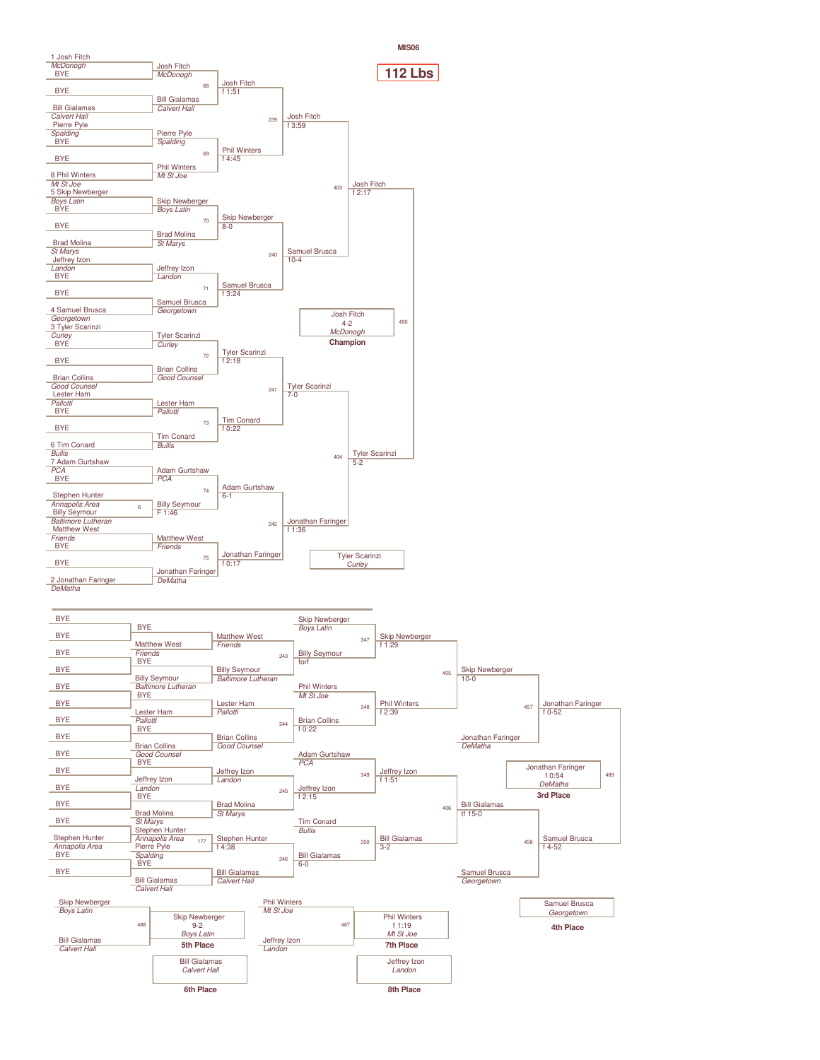MIS06

# 112 Lbs

## Championship Bracket

### First Round

| Bout | Wrestler 1 | Wrestler 2 | Winner | Result |
|---|---|---|---|---|
| | 1 Josh Fitch (McDonogh) | BYE | Josh Fitch (McDonogh) | |
| | BYE | Bill Gialamas (Calvert Hall) | Bill Gialamas (Calvert Hall) | |
| | Pierre Pyle (Spalding) | BYE | Pierre Pyle (Spalding) | |
| | BYE | 8 Phil Winters (Mt St Joe) | Phil Winters (Mt St Joe) | |
| | 5 Skip Newberger (Boys Latin) | BYE | Skip Newberger (Boys Latin) | |
| | BYE | Brad Molina (St Marys) | Brad Molina (St Marys) | |
| | Jeffrey Izon (Landon) | BYE | Jeffrey Izon (Landon) | |
| | BYE | 4 Samuel Brusca (Georgetown) | Samuel Brusca (Georgetown) | |
| | 3 Tyler Scarinzi (Curley) | BYE | Tyler Scarinzi (Curley) | |
| | BYE | Brian Collins (Good Counsel) | Brian Collins (Good Counsel) | |
| | Lester Ham (Pallotti) | BYE | Lester Ham (Pallotti) | |
| | BYE | 6 Tim Conard (Bullis) | Tim Conard (Bullis) | |
| | 7 Adam Gurtshaw (PCA) | BYE | Adam Gurtshaw (PCA) | |
| 6 | Stephen Hunter (Annapolis Area) | Billy Seymour (Baltimore Lutheran) | Billy Seymour | F 1:46 |
| | Matthew West (Friends) | BYE | Matthew West (Friends) | |
| | BYE | 2 Jonathan Faringer (DeMatha) | Jonathan Faringer (DeMatha) | |

### Second Round

| Bout | Wrestler 1 | Wrestler 2 | Winner | Result |
|---|---|---|---|---|
| 68 | Josh Fitch | Bill Gialamas | Josh Fitch | f 1:51 |
| 69 | Pierre Pyle | Phil Winters | Phil Winters | f 4:45 |
| 70 | Skip Newberger | Brad Molina | Skip Newberger | 8-0 |
| 71 | Jeffrey Izon | Samuel Brusca | Samuel Brusca | f 3:24 |
| 72 | Tyler Scarinzi | Brian Collins | Tyler Scarinzi | f 2:18 |
| 73 | Lester Ham | Tim Conard | Tim Conard | f 0:22 |
| 74 | Adam Gurtshaw | Billy Seymour | Adam Gurtshaw | 6-1 |
| 75 | Matthew West | Jonathan Faringer | Jonathan Faringer | f 0:17 |

### Quarterfinals

| Bout | Wrestler 1 | Wrestler 2 | Winner | Result |
|---|---|---|---|---|
| 239 | Josh Fitch | Phil Winters | Josh Fitch | f 3:59 |
| 240 | Skip Newberger | Samuel Brusca | Samuel Brusca | 10-4 |
| 241 | Tyler Scarinzi | Tim Conard | Tyler Scarinzi | 7-0 |
| 242 | Adam Gurtshaw | Jonathan Faringer | Jonathan Faringer | f 1:36 |

### Semifinals

| Bout | Wrestler 1 | Wrestler 2 | Winner | Result |
|---|---|---|---|---|
| 403 | Josh Fitch | Samuel Brusca | Josh Fitch | f 2:17 |
| 404 | Tyler Scarinzi | Jonathan Faringer | Tyler Scarinzi | 5-2 |

### Final

| Bout | Wrestler 1 | Wrestler 2 | Winner | Result |
|---|---|---|---|---|
| 490 | Josh Fitch | Tyler Scarinzi | Josh Fitch (McDonogh) | 4-2 |

**Champion:** Josh Fitch, McDonogh (4-2)

Tyler Scarinzi, Curley

## Consolation Bracket

### First Round

| Bout | Wrestler 1 | Wrestler 2 | Winner | Result |
|---|---|---|---|---|
| | BYE | BYE | BYE | |
| | BYE | BYE | Matthew West (Friends) | |
| | BYE | BYE | Billy Seymour (Baltimore Lutheran) | |
| | BYE | BYE | Lester Ham (Pallotti) | |
| | BYE | BYE | Brian Collins (Good Counsel) | |
| | BYE | BYE | Jeffrey Izon (Landon) | |
| | BYE | BYE | Brad Molina (St Marys) | |
| 177 | Stephen Hunter (Annapolis Area) | Pierre Pyle (Spalding) | Stephen Hunter (Annapolis Area) | |
| | BYE | BYE | Bill Gialamas (Calvert Hall) | |

### Second Round

| Bout | Wrestler 1 | Wrestler 2 | Winner | Result |
|---|---|---|---|---|
| 243 | Matthew West (Friends) | Billy Seymour (Baltimore Lutheran) | Billy Seymour | forf |
| 244 | Lester Ham (Pallotti) | Brian Collins (Good Counsel) | Brian Collins | f 0:22 |
| 245 | Jeffrey Izon (Landon) | Brad Molina (St Marys) | Jeffrey Izon | f 2:15 |
| 246 | Stephen Hunter | Bill Gialamas (Calvert Hall) | Bill Gialamas | 6-0 |

Stephen Hunter won f 4:38 in Bout 177.

### Third Round

| Bout | Wrestler 1 | Wrestler 2 | Winner | Result |
|---|---|---|---|---|
| 347 | Skip Newberger (Boys Latin) | Billy Seymour | Skip Newberger | f 1:29 |
| 348 | Phil Winters (Mt St Joe) | Brian Collins | Phil Winters | f 2:39 |
| 349 | Adam Gurtshaw (PCA) | Jeffrey Izon | Jeffrey Izon | f 1:51 |
| 350 | Tim Conard (Bullis) | Bill Gialamas | Bill Gialamas | 3-2 |

### Quarterfinals

| Bout | Wrestler 1 | Wrestler 2 | Winner | Result |
|---|---|---|---|---|
| 405 | Skip Newberger | Phil Winters | Skip Newberger | 10-0 |
| 406 | Jeffrey Izon | Bill Gialamas | Bill Gialamas | tf 15-0 |

### Semifinals

| Bout | Wrestler 1 | Wrestler 2 | Winner | Result |
|---|---|---|---|---|
| 457 | Skip Newberger | Jonathan Faringer (DeMatha) | Jonathan Faringer | f 0-52 |
| 458 | Bill Gialamas | Samuel Brusca (Georgetown) | Samuel Brusca | f 4-52 |

### Placement Matches

| Bout | Wrestler 1 | Wrestler 2 | Winner | Result |
|---|---|---|---|---|
| 489 | Jonathan Faringer | Samuel Brusca | Jonathan Faringer (DeMatha) | f 0:54 |
| 488 | Skip Newberger (Boys Latin) | Bill Gialamas (Calvert Hall) | Skip Newberger (Boys Latin) | 9-2 |
| 487 | Phil Winters (Mt St Joe) | Jeffrey Izon (Landon) | Phil Winters (Mt St Joe) | f 1:19 |

**3rd Place:** Jonathan Faringer, DeMatha (f 0:54)

**4th Place:** Samuel Brusca, Georgetown

**5th Place:** Skip Newberger, Boys Latin (9-2)

**6th Place:** Bill Gialamas, Calvert Hall

**7th Place:** Phil Winters, Mt St Joe (f 1:19)

**8th Place:** Jeffrey Izon, Landon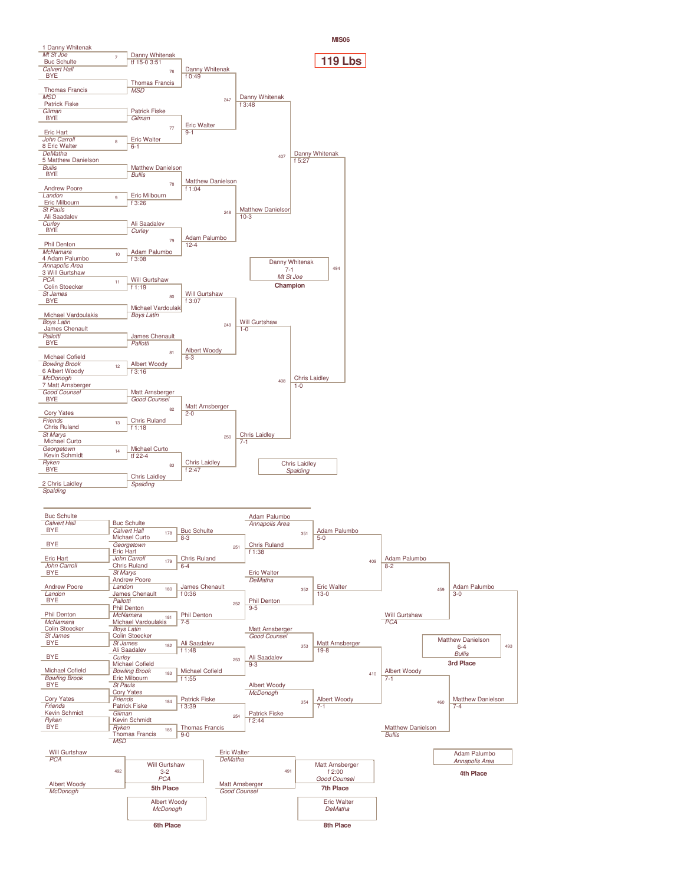MIS06

# 119 Lbs

## Championship Bracket

### First Round

| Bout | Wrestler (Team) | Wrestler (Team) | Winner | Result |
|---|---|---|---|---|
| 7 | 1 Danny Whitenak (Mt St Joe) | Buc Schulte (Calvert Hall) | Danny Whitenak | tf 15-0 3:51 |
| | BYE | Thomas Francis (MSD) | Thomas Francis | |
| | Patrick Fiske (Gilman) | BYE | Patrick Fiske | |
| 8 | Eric Hart (John Carroll) | 8 Eric Walter (DeMatha) | Eric Walter | 6-1 |
| | 5 Matthew Danielson (Bullis) | BYE | Matthew Danielson | |
| 9 | Andrew Poore (Landon) | Eric Milbourn (St Pauls) | Eric Milbourn | f 3:26 |
| | Ali Saadalev (Curley) | BYE | Ali Saadalev | |
| 10 | Phil Denton (McNamara) | 4 Adam Palumbo (Annapolis Area) | Adam Palumbo | f 3:08 |
| 11 | 3 Will Gurtshaw (PCA) | Colin Stoecker (St James) | Will Gurtshaw | f 1:19 |
| | BYE | Michael Vardoulakis (Boys Latin) | Michael Vardoulakis | |
| | James Chenault (Pallotti) | BYE | James Chenault | |
| 12 | Michael Cofield (Bowling Brook) | 6 Albert Woody (McDonogh) | Albert Woody | f 3:16 |
| | 7 Matt Arnsberger (Good Counsel) | BYE | Matt Arnsberger | |
| 13 | Cory Yates (Friends) | Chris Ruland (St Marys) | Chris Ruland | f 1:18 |
| 14 | Michael Curto (Georgetown) | Kevin Schmidt (Ryken) | Michael Curto | tf 22-4 |
| | BYE | 2 Chris Laidley (Spalding) | Chris Laidley | |

### Second Round

| Bout | Winner | Result |
|---|---|---|
| 76 | Danny Whitenak | f 0:49 |
| 77 | Eric Walter | 9-1 |
| 78 | Matthew Danielson | f 1:04 |
| 79 | Adam Palumbo | 12-4 |
| 80 | Will Gurtshaw | f 3:07 |
| 81 | Albert Woody | 6-3 |
| 82 | Matt Arnsberger | 2-0 |
| 83 | Chris Laidley | f 2:47 |

### Quarterfinals

| Bout | Winner | Result |
|---|---|---|
| 247 | Danny Whitenak | f 3:48 |
| 248 | Matthew Danielson | 10-3 |
| 249 | Will Gurtshaw | 1-0 |
| 250 | Chris Laidley | 7-1 |

### Semifinals

| Bout | Winner | Result |
|---|---|---|
| 407 | Danny Whitenak | f 5:27 |
| 408 | Chris Laidley | 1-0 |

### Final

| Bout | Winner | Result |
|---|---|---|
| 494 | Danny Whitenak (Mt St Joe) | 7-1 |

**Champion:** Danny Whitenak, Mt St Joe

Chris Laidley, Spalding

## Consolation Bracket

| Bout | Wrestler (Team) | Wrestler (Team) | Winner | Result |
|---|---|---|---|---|
| 178 | Buc Schulte (Calvert Hall) | Michael Curto (Georgetown) | Buc Schulte | 8-3 |
| 179 | Eric Hart (John Carroll) | Chris Ruland (St Marys) | Chris Ruland | 6-4 |
| 180 | Andrew Poore (Landon) | James Chenault (Pallotti) | James Chenault | f 0:36 |
| 181 | Phil Denton (McNamara) | Michael Vardoulakis (Boys Latin) | Phil Denton | 7-5 |
| 182 | Colin Stoecker (St James) | Ali Saadalev (Curley) | Ali Saadalev | f 1:48 |
| 183 | Michael Cofield (Bowling Brook) | Eric Milbourn (St Pauls) | Michael Cofield | f 1:55 |
| 184 | Cory Yates (Friends) | Patrick Fiske (Gilman) | Patrick Fiske | f 3:39 |
| 185 | Kevin Schmidt (Ryken) | Thomas Francis (MSD) | Thomas Francis | 9-0 |
| 251 | Buc Schulte | Chris Ruland | Chris Ruland | f 1:38 |
| 252 | James Chenault | Phil Denton | Phil Denton | 9-5 |
| 253 | Ali Saadalev | Michael Cofield | Ali Saadalev | 9-3 |
| 254 | Patrick Fiske | Thomas Francis | Patrick Fiske | f 2:44 |
| 351 | Adam Palumbo (Annapolis Area) | Chris Ruland | Adam Palumbo | 5-0 |
| 352 | Eric Walter (DeMatha) | Phil Denton | Eric Walter | 13-0 |
| 353 | Matt Arnsberger (Good Counsel) | Ali Saadalev | Matt Arnsberger | 19-8 |
| 354 | Albert Woody (McDonogh) | Patrick Fiske | Albert Woody | 7-1 |
| 409 | Adam Palumbo | Eric Walter | Adam Palumbo | 8-2 |
| 410 | Matt Arnsberger | Albert Woody | Albert Woody | 7-1 |
| 459 | Adam Palumbo | Will Gurtshaw (PCA) | Adam Palumbo | 3-0 |
| 460 | Albert Woody | Matthew Danielson (Bullis) | Matthew Danielson | 7-4 |

## Placement Matches

| Bout | Wrestler (Team) | Wrestler (Team) | Winner | Result | Place |
|---|---|---|---|---|---|
| 493 | Adam Palumbo (Annapolis Area) | Matthew Danielson (Bullis) | Matthew Danielson (Bullis) | 6-4 | 3rd Place |
| 492 | Will Gurtshaw (PCA) | Albert Woody (McDonogh) | Will Gurtshaw (PCA) | 3-2 | 5th Place |
| 491 | Eric Walter (DeMatha) | Matt Arnsberger (Good Counsel) | Matt Arnsberger (Good Counsel) | f 2:00 | 7th Place |

**3rd Place:** Matthew Danielson, Bullis

**4th Place:** Adam Palumbo, Annapolis Area

**5th Place:** Will Gurtshaw, PCA

**6th Place:** Albert Woody, McDonogh

**7th Place:** Matt Arnsberger, Good Counsel

**8th Place:** Eric Walter, DeMatha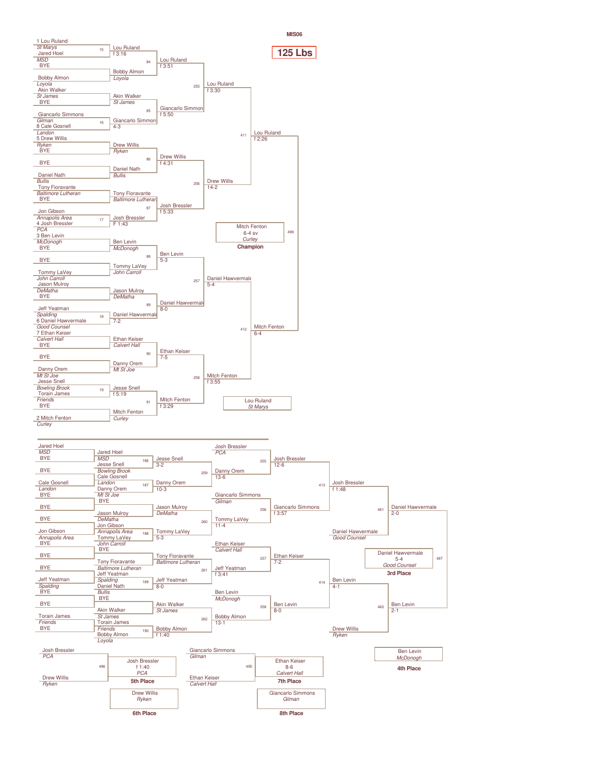**MIS06**

# 125 Lbs

## Championship Bracket

### First Round

| Bout | Wrestler 1 | Wrestler 2 | Winner | Result |
|---|---|---|---|---|
| 15 | 1 Lou Ruland (St Marys) | Jared Hoel (MSD) | Lou Ruland | f 3:16 |
| | BYE | Bobby Almon (Loyola) | Bobby Almon | |
| | Akin Walker (St James) | BYE | Akin Walker (St James) | |
| 16 | Giancarlo Simmons (Gilman) | 8 Cale Gosnell (Landon) | Giancarlo Simmons | 4-3 |
| | 5 Drew Willis (Ryken) | BYE | Drew Willis (Ryken) | |
| | BYE | Daniel Nath (Bullis) | Daniel Nath (Bullis) | |
| | Tony Fioravante (Baltimore Lutheran) | BYE | Tony Fioravante (Baltimore Lutheran) | |
| 17 | Jon Gibson (Annapolis Area) | 4 Josh Bressler (PCA) | Josh Bressler | F 1:43 |
| | 3 Ben Levin (McDonogh) | BYE | Ben Levin (McDonogh) | |
| | BYE | Tommy LaVey (John Carroll) | Tommy LaVey (John Carroll) | |
| | Jason Mulroy (DeMatha) | BYE | Jason Mulroy (DeMatha) | |
| 18 | Jeff Yeatman (Spalding) | 6 Daniel Hawvermale (Good Counsel) | Daniel Hawvermale | 7-2 |
| | 7 Ethan Keiser (Calvert Hall) | BYE | Ethan Keiser (Calvert Hall) | |
| | BYE | Danny Orem (Mt St Joe) | Danny Orem (Mt St Joe) | |
| 19 | Jesse Snell (Bowling Brook) | Torain James (Friends) | Jesse Snell | f 5:19 |
| | BYE | 2 Mitch Fenton (Curley) | Mitch Fenton (Curley) | |

### Second Round

| Bout | Winner | Result |
|---|---|---|
| 84 | Lou Ruland | f 3:51 |
| 85 | Giancarlo Simmon | f 5:50 |
| 86 | Drew Willis | f 4:31 |
| 87 | Josh Bressler | f 5:33 |
| 88 | Ben Levin | 5-3 |
| 89 | Daniel Hawvermale | 8-0 |
| 90 | Ethan Keiser | 7-5 |
| 91 | Mitch Fenton | f 3:29 |

### Quarterfinals

| Bout | Winner | Result |
|---|---|---|
| 255 | Lou Ruland | f 3:30 |
| 256 | Drew Willis | 14-2 |
| 257 | Daniel Hawvermale | 5-4 |
| 258 | Mitch Fenton | f 3:55 |

### Semifinals

| Bout | Winner | Result |
|---|---|---|
| 411 | Lou Ruland | f 2:26 |
| 412 | Mitch Fenton | 6-4 |

### Final (Bout 498)

**Champion:** Mitch Fenton, 6-4 sv, Curley

**2nd:** Lou Ruland, St Marys

## Consolation Bracket

### Consolation Round 1

| Bout | Wrestler 1 | Wrestler 2 | Winner | Result |
|---|---|---|---|---|
| | Jared Hoel (MSD) | BYE | Jared Hoel (MSD) | |
| 186 | Jared Hoel (MSD) | Jesse Snell (Bowling Brook) | Jesse Snell | 3-2 |
| | BYE | Cale Gosnell (Landon) | Cale Gosnell (Landon) | |
| | Danny Orem (Mt St Joe) | BYE | | |
| 187 | Cale Gosnell (Landon) | Danny Orem (Mt St Joe) | Danny Orem | 10-3 |
| | BYE | BYE | | |
| | Jason Mulroy (DeMatha) | | Jason Mulroy (DeMatha) | |
| | BYE | Jon Gibson (Annapolis Area) | Jon Gibson (Annapolis Area) | |
| 188 | Jon Gibson (Annapolis Area) | Tommy LaVey (John Carroll) | Tommy LaVey | 5-3 |
| | BYE | BYE | | |
| | Tony Fioravante (Baltimore Lutheran) | | Tony Fioravante (Baltimore Lutheran) | |
| | BYE | Jeff Yeatman (Spalding) | Jeff Yeatman (Spalding) | |
| 189 | Jeff Yeatman (Spalding) | Daniel Nath (Bullis) | Jeff Yeatman | 8-0 |
| | BYE | BYE | | |
| | Akin Walker (St James) | | Akin Walker (St James) | |
| | Torain James (Friends) | BYE | Torain James (Friends) | |
| 190 | Torain James (Friends) | Bobby Almon (Loyola) | Bobby Almon | f 1:40 |

### Consolation Round 2

| Bout | Winner | Result |
|---|---|---|
| 259 | Danny Orem | 13-6 |
| 260 | Tommy LaVey | 11-4 |
| 261 | Jeff Yeatman | f 3:41 |
| 262 | Bobby Almon | 13-1 |

### Consolation Round 3

| Bout | Wrestler 1 | Wrestler 2 | Winner | Result |
|---|---|---|---|---|
| 355 | Josh Bressler (PCA) | Danny Orem | Josh Bressler | 12-6 |
| 356 | Giancarlo Simmons (Gilman) | Tommy LaVey | Giancarlo Simmons | f 3:57 |
| 357 | Ethan Keiser (Calvert Hall) | Jeff Yeatman | Ethan Keiser | 7-2 |
| 358 | Ben Levin (McDonogh) | Bobby Almon | Ben Levin | 8-0 |

### Consolation Quarterfinals

| Bout | Winner | Result |
|---|---|---|
| 413 | Josh Bressler | f 1:48 |
| 414 | Ben Levin | 4-1 |

### Consolation Semifinals

| Bout | Wrestler 1 | Wrestler 2 | Winner | Result |
|---|---|---|---|---|
| 461 | Josh Bressler | Daniel Hawvermale (Good Counsel) | Daniel Hawvermale | 2-0 |
| 462 | Ben Levin | Drew Willis (Ryken) | Ben Levin | 2-1 |

### Placement Matches

| Bout | Place | Winner | Result | Loser (next place) |
|---|---|---|---|---|
| 497 | 3rd Place | Daniel Hawvermale (Good Counsel) | 5-4 | Ben Levin (McDonogh) – 4th Place |
| 496 | 5th Place | Josh Bressler (PCA) | f 1:40 | Drew Willis (Ryken) – 6th Place |
| 495 | 7th Place | Ethan Keiser (Calvert Hall) | 8-6 | Giancarlo Simmons (Gilman) – 8th Place |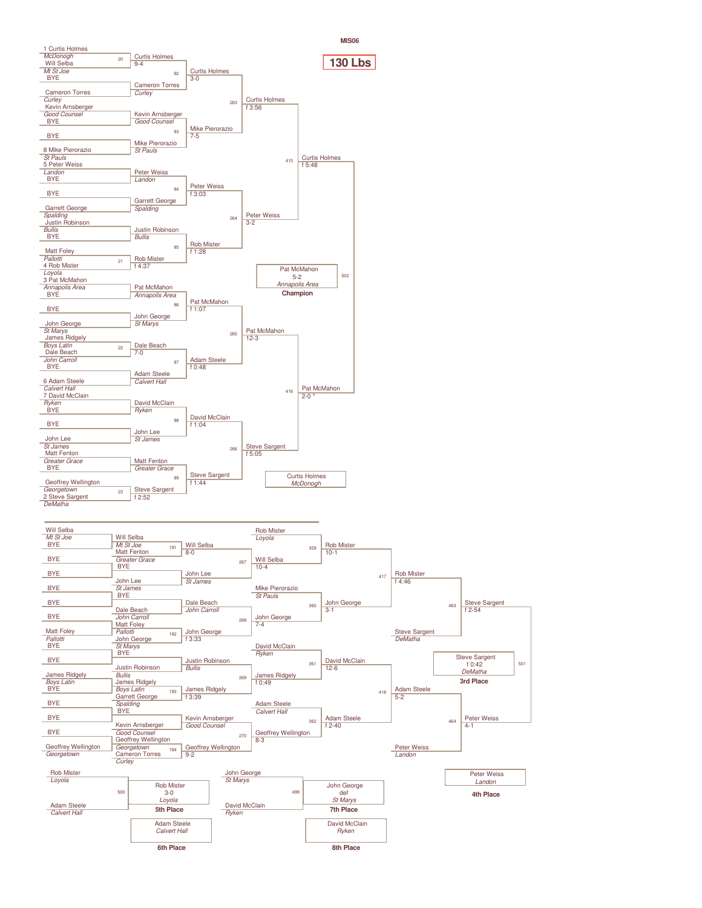MIS06

# 130 Lbs

## Championship Bracket

### First Round

| Bout | Wrestler | School | Wrestler | School | Winner | Result |
|---|---|---|---|---|---|---|
| 20 | 1 Curtis Holmes | McDonogh | Will Selba | Mt St Joe | Curtis Holmes | 9-4 |
| | BYE | | Cameron Torres | Curley | Cameron Torres | |
| | Kevin Arnsberger | Good Counsel | BYE | | Kevin Arnsberger (Good Counsel) | |
| | BYE | | 8 Mike Pierorazio | St Pauls | Mike Pierorazio (St Pauls) | |
| | 5 Peter Weiss | Landon | BYE | | Peter Weiss (Landon) | |
| | BYE | | Garrett George | Spalding | Garrett George (Spalding) | |
| | Justin Robinson | Bullis | BYE | | Justin Robinson (Bullis) | |
| 21 | Matt Foley | Pallotti | 4 Rob Mister | Loyola | Rob Mister | f 4:37 |
| | 3 Pat McMahon | Annapolis Area | BYE | | Pat McMahon (Annapolis Area) | |
| | BYE | | John George | St Marys | John George (St Marys) | |
| 22 | James Ridgely | Boys Latin | Dale Beach | John Carroll | Dale Beach | 7-0 |
| | BYE | | 6 Adam Steele | Calvert Hall | Adam Steele (Calvert Hall) | |
| | 7 David McClain | Ryken | BYE | | David McClain (Ryken) | |
| | BYE | | John Lee | St James | John Lee (St James) | |
| | Matt Fenton | Greater Grace | BYE | | Matt Fenton (Greater Grace) | |
| 23 | Geoffrey Wellington | Georgetown | 2 Steve Sargent | DeMatha | Steve Sargent | f 2:52 |

### Second Round

| Bout | Winner | Result |
|---|---|---|
| 92 | Curtis Holmes | 3-0 |
| 93 | Mike Pierorazio | 7-5 |
| 94 | Peter Weiss | f 3:03 |
| 95 | Rob Mister | f 1:28 |
| 96 | Pat McMahon | f 1:07 |
| 97 | Adam Steele | f 0:48 |
| 98 | David McClain | f 1:04 |
| 99 | Steve Sargent | f 1:44 |

### Quarterfinals

| Bout | Winner | Result |
|---|---|---|
| 263 | Curtis Holmes | f 3:56 |
| 264 | Peter Weiss | 3-2 |
| 265 | Pat McMahon | 12-3 |
| 266 | Steve Sargent | f 5:05 |

### Semifinals

| Bout | Winner | Result |
|---|---|---|
| 415 | Curtis Holmes | f 5:48 |
| 416 | Pat McMahon | 2-0 * |

### Final (502)

**Champion:** Pat McMahon, Annapolis Area, 5-2

Runner-up: Curtis Holmes, McDonogh

## Consolation Bracket

### Consolation First Round

| Bout | Wrestler | School | Wrestler | School | Winner | Result |
|---|---|---|---|---|---|---|
| | Will Selba | Mt St Joe | BYE | | Will Selba (Mt St Joe) | |
| | BYE | | BYE | | Matt Fenton (Greater Grace) | |
| | BYE | | BYE | | John Lee (St James) | |
| | BYE | | BYE | | Dale Beach (John Carroll) | |
| 192 | Matt Foley | Pallotti | BYE | | Matt Foley (Pallotti) vs John George (St Marys) | |
| | BYE | | BYE | | Justin Robinson (Bullis) | |
| | James Ridgely | Boys Latin | BYE | | James Ridgely (Boys Latin) vs Garrett George (Spalding) | |
| | BYE | | BYE | | Kevin Arnsberger (Good Counsel) | |
| | BYE | | Geoffrey Wellington | Georgetown | Geoffrey Wellington (Georgetown) vs Cameron Torres (Curley) | |

### Consolation Second Round

| Bout | Matchup | Winner | Result |
|---|---|---|---|
| 191 | Will Selba vs Matt Fenton | Will Selba | 8-0 |
| | John Lee vs BYE | John Lee (St James) | |
| | Dale Beach vs BYE | Dale Beach (John Carroll) | |
| 192 | Matt Foley vs John George | John George | 3:33 |
| | Justin Robinson vs BYE | Justin Robinson (Bullis) | |
| 193 | James Ridgely vs Garrett George | James Ridgely | f 3:39 |
| | Kevin Arnsberger vs BYE | Kevin Arnsberger (Good Counsel) | |
| 194 | Geoffrey Wellington vs Cameron Torres | Geoffrey Wellington | 9-2 |

### Consolation Third Round

| Bout | Winner | Result |
|---|---|---|
| 267 | Will Selba | 10-4 |
| 268 | John George | 7-4 |
| 269 | James Ridgely | f 0:49 |
| 270 | Geoffrey Wellington | 8-3 |

### Consolation Fourth Round

| Bout | Matchup | Winner | Result |
|---|---|---|---|
| 359 | Rob Mister (Loyola) vs Will Selba | Rob Mister | 10-1 |
| 360 | Mike Pierorazio (St Pauls) vs John George | John George | 3-1 |
| 361 | David McClain (Ryken) vs James Ridgely | David McClain | 12-6 |
| 362 | Adam Steele (Calvert Hall) vs Geoffrey Wellington | Adam Steele | f 2-40 |

### Consolation Quarterfinals

| Bout | Winner | Result |
|---|---|---|
| 417 | Rob Mister | f 4:46 |
| 418 | Adam Steele | 5-2 |

### Consolation Semifinals

| Bout | Matchup | Winner | Result |
|---|---|---|---|
| 463 | Rob Mister vs Steve Sargent (DeMatha) | Steve Sargent | f 2-54 |
| 464 | Adam Steele vs Peter Weiss (Landon) | Peter Weiss | 4-1 |

### 3rd Place (501)

**3rd Place:** Steve Sargent, DeMatha, f 0:42

**4th Place:** Peter Weiss, Landon

### 5th Place (500)

Rob Mister (Loyola) vs Adam Steele (Calvert Hall)

**5th Place:** Rob Mister, Loyola, 3-0

**6th Place:** Adam Steele, Calvert Hall

### 7th Place (499)

John George (St Marys) vs David McClain (Ryken)

**7th Place:** John George def St Marys

**8th Place:** David McClain, Ryken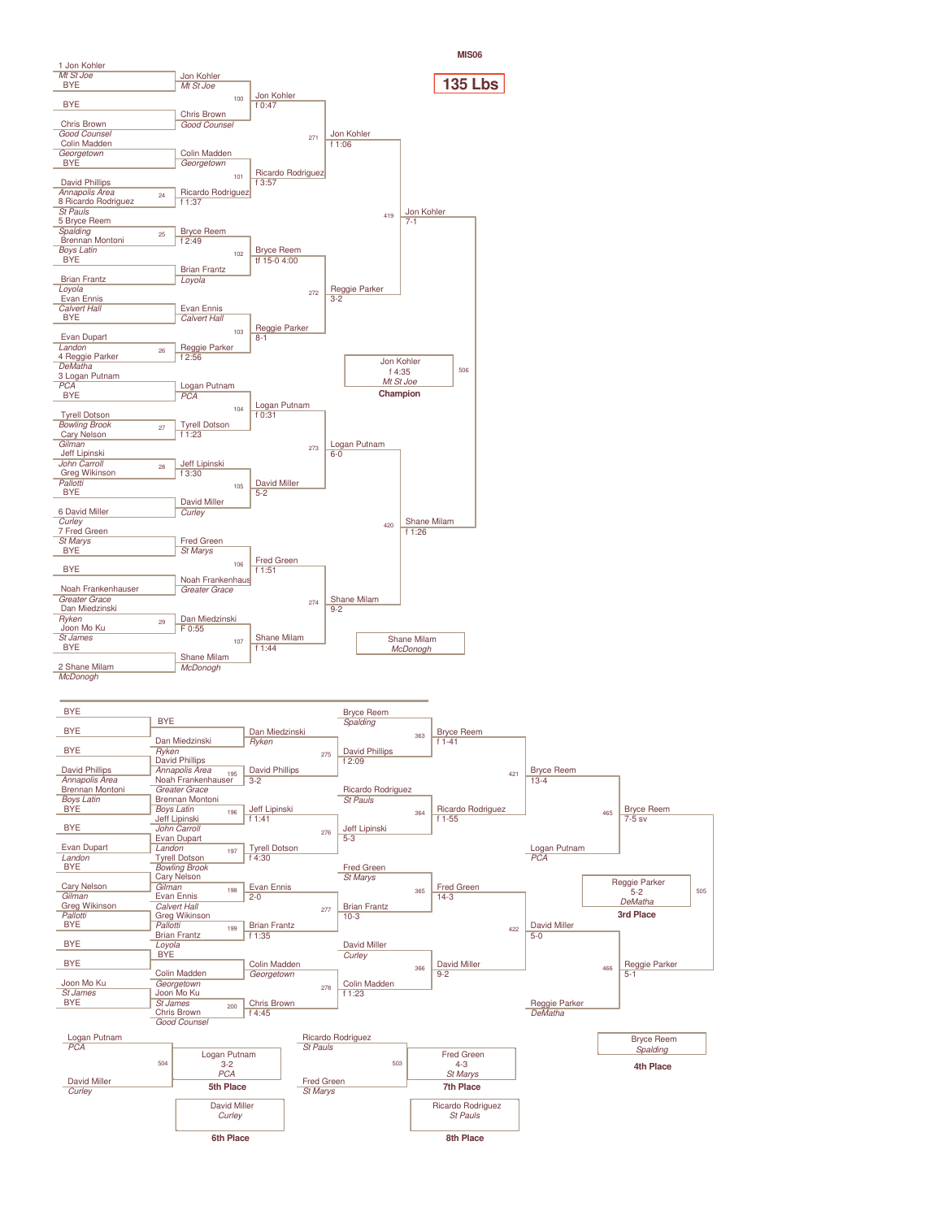MIS06

# 135 Lbs

## Championship Bracket

### Preliminary Round / First Round

| Bout | Wrestler 1 | Team | Wrestler 2 | Team | Winner | Result |
|---|---|---|---|---|---|---|
| | 1 Jon Kohler | Mt St Joe | BYE | | Jon Kohler (Mt St Joe) | |
| | BYE | | Chris Brown | Good Counsel | Chris Brown (Good Counsel) | |
| | Colin Madden | Georgetown | BYE | | Colin Madden (Georgetown) | |
| 24 | David Phillips | Annapolis Area | 8 Ricardo Rodriguez | St Pauls | Ricardo Rodriguez | f 1:37 |
| 25 | 5 Bryce Reem | Spalding | Brennan Montoni | Boys Latin | Bryce Reem | f 2:49 |
| | BYE | | Brian Frantz | Loyola | Brian Frantz (Loyola) | |
| | Evan Ennis | Calvert Hall | BYE | | Evan Ennis (Calvert Hall) | |
| 26 | Evan Dupart | Landon | 4 Reggie Parker | DeMatha | Reggie Parker | f 2:56 |
| | 3 Logan Putnam | PCA | BYE | | Logan Putnam (PCA) | |
| 27 | Tyrell Dotson | Bowling Brook | Cary Nelson | Gilman | Tyrell Dotson | f 1:23 |
| 28 | Jeff Lipinski | John Carroll | Greg Wikinson | Pallotti | Jeff Lipinski | f 3:30 |
| | BYE | | 6 David Miller | Curley | David Miller (Curley) | |
| | 7 Fred Green | St Marys | BYE | | Fred Green (St Marys) | |
| | BYE | | Noah Frankenhauser | Greater Grace | Noah Frankenhauser (Greater Grace) | |
| 29 | Dan Miedzinski | Ryken | Joon Mo Ku | St James | Dan Miedzinski | F 0:55 |
| | BYE | | 2 Shane Milam | McDonogh | Shane Milam (McDonogh) | |

### Second Round

| Bout | Winner | Result |
|---|---|---|
| 100 | Jon Kohler | f 0:47 |
| 101 | Ricardo Rodriguez | f 3:57 |
| 102 | Bryce Reem | tf 15-0 4:00 |
| 103 | Reggie Parker | 8-1 |
| 104 | Logan Putnam | f 0:31 |
| 105 | David Miller | 5-2 |
| 106 | Fred Green | f 1:51 |
| 107 | Shane Milam | f 1:44 |

### Quarterfinals

| Bout | Winner | Result |
|---|---|---|
| 271 | Jon Kohler | f 1:06 |
| 272 | Reggie Parker | 3-2 |
| 273 | Logan Putnam | 6-0 |
| 274 | Shane Milam | 9-2 |

### Semifinals

| Bout | Winner | Result |
|---|---|---|
| 419 | Jon Kohler | 7-1 |
| 420 | Shane Milam | f 1:26 |

### Final

| Bout | Winner | Result |
|---|---|---|
| 506 | Jon Kohler (Mt St Joe) | f 4:35 |

**Champion:** Jon Kohler, Mt St Joe

Runner-up: Shane Milam, McDonogh

## Consolation Bracket

### First Consolation Round

| Bout | Wrestler 1 | Team | Wrestler 2 | Team | Winner | Result |
|---|---|---|---|---|---|---|
| | BYE | | BYE | | BYE | |
| 195 | David Phillips | Annapolis Area | Noah Frankenhauser | Greater Grace | David Phillips | 3-2 |
| 196 | Brennan Montoni | Boys Latin | Jeff Lipinski | John Carroll | Jeff Lipinski | f 1:41 |
| 197 | Evan Dupart | Landon | Tyrell Dotson | Bowling Brook | Tyrell Dotson | f 4:30 |
| 198 | Cary Nelson | Gilman | Evan Ennis | Calvert Hall | Evan Ennis | 2-0 |
| 199 | Greg Wikinson | Pallotti | Brian Frantz | Loyola | Brian Frantz | f 1:35 |
| | BYE | | BYE | | | |
| 200 | Joon Mo Ku | St James | Chris Brown | Good Counsel | Chris Brown | f 4:45 |

### Second Consolation Round

| Bout | Wrestler 1 | Team | Wrestler 2 | Team | Winner | Result |
|---|---|---|---|---|---|---|
| | BYE | | Dan Miedzinski | Ryken | Dan Miedzinski (Ryken) | |
| 275 | Dan Miedzinski | Ryken | David Phillips | Annapolis Area | David Phillips | f 2:09 |
| 276 | Jeff Lipinski | John Carroll | Tyrell Dotson | Bowling Brook | Jeff Lipinski | 5-3 |
| 277 | Evan Ennis | Calvert Hall | Brian Frantz | Loyola | Brian Frantz | 10-3 |
| | BYE | | Colin Madden | Georgetown | Colin Madden (Georgetown) | |
| 278 | Colin Madden | Georgetown | Chris Brown | Good Counsel | Colin Madden | f 1:23 |

### Third Consolation Round

| Bout | Wrestler 1 | Team | Wrestler 2 | Winner | Result |
|---|---|---|---|---|---|
| 363 | Bryce Reem | Spalding | David Phillips | Bryce Reem | f 1-41 |
| 364 | Ricardo Rodriguez | St Pauls | Jeff Lipinski | Ricardo Rodriguez | f 1-55 |
| 365 | Fred Green | St Marys | Brian Frantz | Fred Green | 14-3 |
| 366 | David Miller | Curley | Colin Madden | David Miller | 9-2 |

### Consolation Quarterfinals

| Bout | Wrestler 1 | Wrestler 2 | Winner | Result |
|---|---|---|---|---|
| 421 | Bryce Reem | Ricardo Rodriguez | Bryce Reem | 13-4 |
| 422 | Fred Green | David Miller | David Miller | 5-0 |

### Consolation Semifinals

| Bout | Wrestler 1 | Team | Wrestler 2 | Winner | Result |
|---|---|---|---|---|---|
| 465 | Bryce Reem | | Logan Putnam (PCA) | Bryce Reem | 7-5 sv |
| 466 | David Miller | | Reggie Parker (DeMatha) | Reggie Parker | 5-1 |

### 3rd Place

| Bout | Winner | Result |
|---|---|---|
| 505 | Reggie Parker (DeMatha) | 5-2 |

**3rd Place:** Reggie Parker, DeMatha

**4th Place:** Bryce Reem, Spalding

### 5th Place

| Bout | Wrestler 1 | Wrestler 2 | Winner | Result |
|---|---|---|---|---|
| 504 | Logan Putnam (PCA) | David Miller (Curley) | Logan Putnam (PCA) | 3-2 |

**5th Place:** Logan Putnam, PCA

**6th Place:** David Miller, Curley

### 7th Place

| Bout | Wrestler 1 | Wrestler 2 | Winner | Result |
|---|---|---|---|---|
| 503 | Ricardo Rodriguez (St Pauls) | Fred Green (St Marys) | Fred Green (St Marys) | 4-3 |

**7th Place:** Fred Green, St Marys

**8th Place:** Ricardo Rodriguez, St Pauls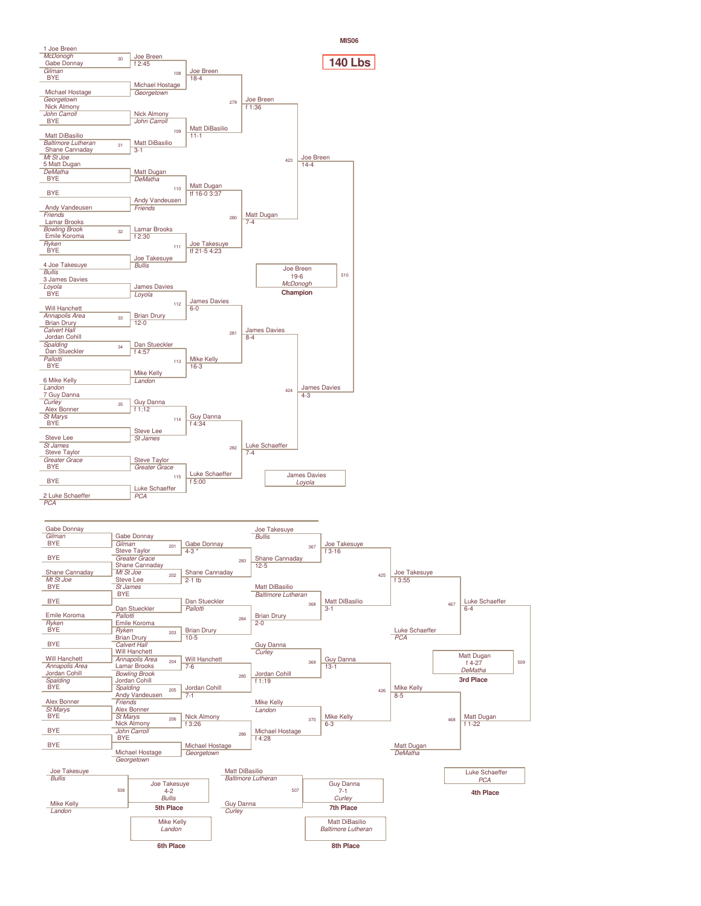MIS06

# 140 Lbs

## Championship Bracket

### First Round

| Bout | Wrestler 1 | Wrestler 2 | Winner | Result |
|---|---|---|---|---|
| 30 | 1 Joe Breen (McDonogh) | Gabe Donnay (Gilman) | Joe Breen | f 2:45 |
| | BYE | Michael Hostage (Georgetown) | Michael Hostage (Georgetown) | |
| | Nick Almony (John Carroll) | BYE | Nick Almony (John Carroll) | |
| 31 | Matt DiBasilio (Baltimore Lutheran) | Shane Cannaday (Mt St Joe) | Matt DiBasilio | 3-1 |
| | 5 Matt Dugan (DeMatha) | BYE | Matt Dugan (DeMatha) | |
| | BYE | Andy Vandeusen (Friends) | Andy Vandeusen (Friends) | |
| 32 | Lamar Brooks (Bowling Brook) | Emile Koroma (Ryken) | Lamar Brooks | f 2:30 |
| | BYE | 4 Joe Takesuye (Bullis) | Joe Takesuye (Bullis) | |
| | 3 James Davies (Loyola) | BYE | James Davies (Loyola) | |
| 33 | Will Hanchett (Annapolis Area) | Brian Drury (Calvert Hall) | Brian Drury | 12-0 |
| 34 | Jordan Cohill (Spalding) | Dan Stueckler (Pallotti) | Dan Stueckler | f 4:57 |
| | BYE | 6 Mike Kelly (Landon) | Mike Kelly (Landon) | |
| 35 | 7 Guy Danna (Curley) | Alex Bonner (St Marys) | Guy Danna | f 1:12 |
| | BYE | Steve Lee (St James) | Steve Lee (St James) | |
| | Steve Taylor (Greater Grace) | BYE | Steve Taylor (Greater Grace) | |
| | BYE | 2 Luke Schaeffer (PCA) | Luke Schaeffer (PCA) | |

### Second Round

| Bout | Winner | Result |
|---|---|---|
| 108 | Joe Breen | 18-4 |
| 109 | Matt DiBasilio | 11-1 |
| 110 | Matt Dugan | tf 16-0 3:37 |
| 111 | Joe Takesuye | tf 21-5 4:23 |
| 112 | James Davies | 6-0 |
| 113 | Mike Kelly | 16-3 |
| 114 | Guy Danna | f 4:34 |
| 115 | Luke Schaeffer | f 5:00 |

### Quarterfinals

| Bout | Winner | Result |
|---|---|---|
| 279 | Joe Breen | f 1:36 |
| 280 | Matt Dugan | 7-4 |
| 281 | James Davies | 8-4 |
| 282 | Luke Schaeffer | 7-4 |

### Semifinals

| Bout | Winner | Result |
|---|---|---|
| 423 | Joe Breen | 14-4 |
| 424 | James Davies | 4-3 |

### Final (Bout 510)

**Champion:** Joe Breen, McDonogh — 19-6

James Davies, Loyola

## Consolation Bracket

| Bout | Wrestler 1 | Wrestler 2 | Winner | Result |
|---|---|---|---|---|
| 201 | Gabe Donnay (Gilman) | Steve Taylor (Greater Grace) | Gabe Donnay | 4-3 * |
| 202 | Shane Cannaday (Mt St Joe) | Steve Lee (St James) | Shane Cannaday | 2-1 tb |
| | BYE | Dan Stueckler (Pallotti) | Dan Stueckler (Pallotti) | |
| 203 | Emile Koroma (Ryken) | Brian Drury (Calvert Hall) | Brian Drury | 10-5 |
| 204 | Will Hanchett (Annapolis Area) | Lamar Brooks (Bowling Brook) | Will Hanchett | 7-6 |
| 205 | Jordan Cohill (Spalding) | Andy Vandeusen (Friends) | Jordan Cohill | 7-1 |
| 206 | Alex Bonner (St Marys) | Nick Almony (John Carroll) | Nick Almony | f 3:26 |
| | BYE | Michael Hostage (Georgetown) | Michael Hostage (Georgetown) | |
| 283 | Gabe Donnay | Shane Cannaday | Shane Cannaday | 12-5 |
| 284 | Dan Stueckler | Brian Drury | Brian Drury | 2-0 |
| 285 | Will Hanchett | Jordan Cohill | Jordan Cohill | f 1:19 |
| 286 | Nick Almony | Michael Hostage | Michael Hostage | f 4:28 |
| 367 | Joe Takesuye (Bullis) | Shane Cannaday | Joe Takesuye | f 3-16 |
| 368 | Matt DiBasilio (Baltimore Lutheran) | Brian Drury | Matt DiBasilio | 3-1 |
| 369 | Guy Danna (Curley) | Jordan Cohill | Guy Danna | 13-1 |
| 370 | Mike Kelly (Landon) | Michael Hostage | Mike Kelly | 6-3 |
| 425 | Joe Takesuye | Matt DiBasilio | Joe Takesuye | f 3:55 |
| 426 | Guy Danna | Mike Kelly | Mike Kelly | 8-5 |
| 467 | Joe Takesuye | Luke Schaeffer (PCA) | Luke Schaeffer | 6-4 |
| 468 | Mike Kelly | Matt Dugan (DeMatha) | Matt Dugan | f 1-22 |

### 3rd Place (Bout 509)

**3rd Place:** Matt Dugan, DeMatha — f 4-27

**4th Place:** Luke Schaeffer, PCA

### 5th Place (Bout 508)

Joe Takesuye (Bullis) vs. Mike Kelly (Landon)

**5th Place:** Joe Takesuye, Bullis — 4-2

**6th Place:** Mike Kelly, Landon

### 7th Place (Bout 507)

Matt DiBasilio (Baltimore Lutheran) vs. Guy Danna (Curley)

**7th Place:** Guy Danna, Curley — 7-1

**8th Place:** Matt DiBasilio, Baltimore Lutheran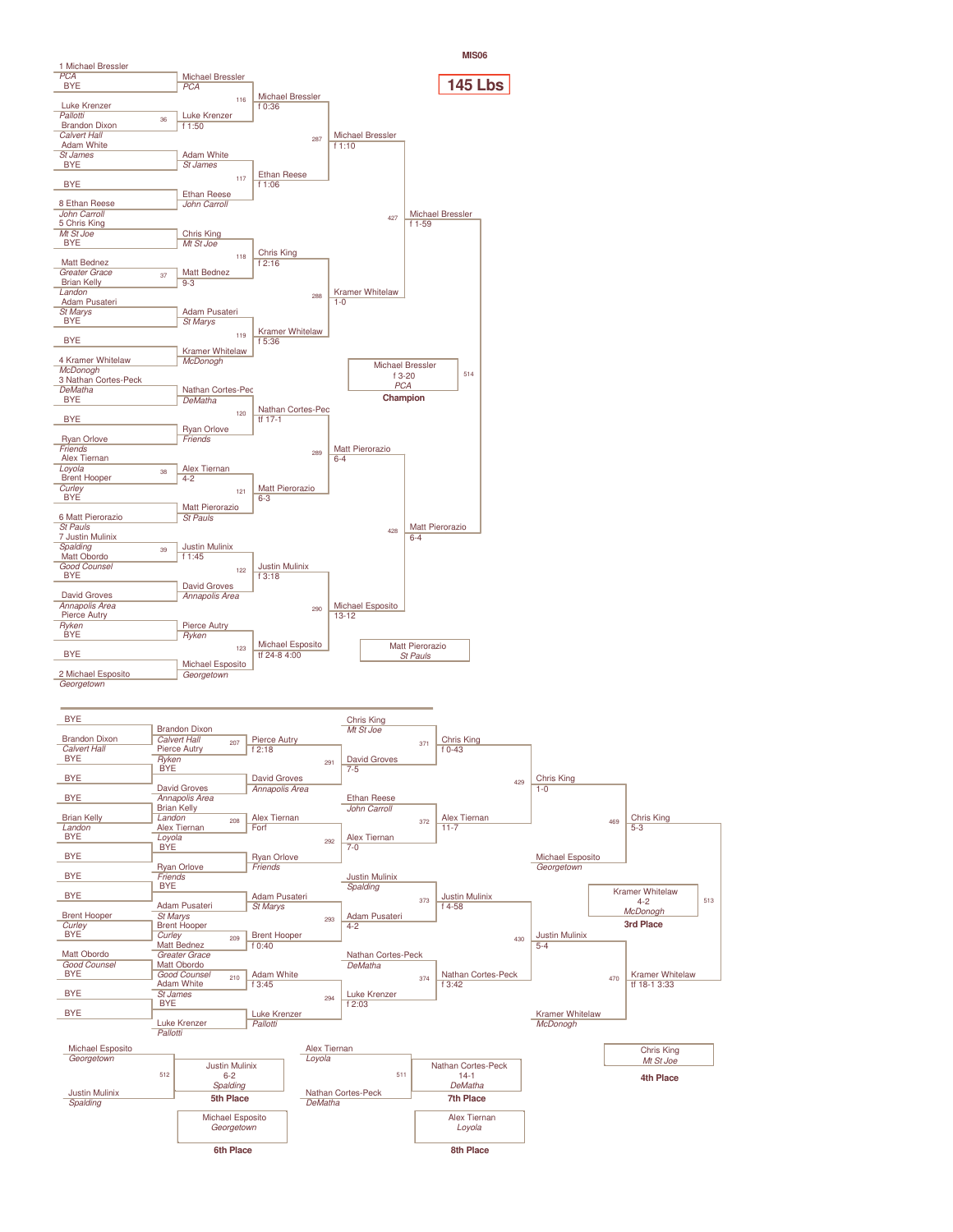MIS06

# 145 Lbs

## Championship Bracket

### First Round

| Bout | Wrestler 1 | Wrestler 2 | Winner | Result |
|---|---|---|---|---|
| | 1 Michael Bressler (PCA) | BYE | Michael Bressler (PCA) | |
| 36 | Luke Krenzer (Pallotti) | Brandon Dixon (Calvert Hall) | Luke Krenzer | f 1:50 |
| | Adam White (St James) | BYE | Adam White (St James) | |
| | BYE | 8 Ethan Reese (John Carroll) | Ethan Reese (John Carroll) | |
| | 5 Chris King (Mt St Joe) | BYE | Chris King (Mt St Joe) | |
| 37 | Matt Bednez (Greater Grace) | Brian Kelly (Landon) | Matt Bednez | 9-3 |
| | Adam Pusateri (St Marys) | BYE | Adam Pusateri (St Marys) | |
| | BYE | 4 Kramer Whitelaw (McDonogh) | Kramer Whitelaw (McDonogh) | |
| | 3 Nathan Cortes-Peck (DeMatha) | BYE | Nathan Cortes-Pec (DeMatha) | |
| | BYE | Ryan Orlove (Friends) | Ryan Orlove (Friends) | |
| 38 | Alex Tiernan (Loyola) | Brent Hooper (Curley) | Alex Tiernan | 4-2 |
| | BYE | 6 Matt Pierorazio (St Pauls) | Matt Pierorazio (St Pauls) | |
| 39 | 7 Justin Mulinix (Spalding) | Matt Obordo (Good Counsel) | Justin Mulinix | f 1:45 |
| | BYE | David Groves (Annapolis Area) | David Groves (Annapolis Area) | |
| | Pierce Autry (Ryken) | BYE | Pierce Autry (Ryken) | |
| | BYE | 2 Michael Esposito (Georgetown) | Michael Esposito (Georgetown) | |

### Second Round

| Bout | Winner | Result |
|---|---|---|
| 116 | Michael Bressler | f 0:36 |
| 117 | Ethan Reese | f 1:06 |
| 118 | Chris King | f 2:16 |
| 119 | Kramer Whitelaw | f 5:36 |
| 120 | Nathan Cortes-Pec | tf 17-1 |
| 121 | Matt Pierorazio | 6-3 |
| 122 | Justin Mulinix | f 3:18 |
| 123 | Michael Esposito | tf 24-8 4:00 |

### Quarterfinals

| Bout | Winner | Result |
|---|---|---|
| 287 | Michael Bressler | f 1:10 |
| 288 | Kramer Whitelaw | 1-0 |
| 289 | Matt Pierorazio | 6-4 |
| 290 | Michael Esposito | 13-12 |

### Semifinals

| Bout | Winner | Result |
|---|---|---|
| 427 | Michael Bressler | f 1-59 |
| 428 | Matt Pierorazio | 6-4 |

### Final

| Bout | Winner | Result |
|---|---|---|
| 514 | Michael Bressler (PCA) | f 3-20 |

**Champion:** Michael Bressler, PCA

Runner-up: Matt Pierorazio, St Pauls

## Consolation Bracket

### Consolation Round 1

| Bout | Wrestler 1 | Wrestler 2 | Winner |
|---|---|---|---|
| | BYE | Brandon Dixon (Calvert Hall) | Brandon Dixon (Calvert Hall) |
| | BYE | Pierce Autry (Ryken) | Pierce Autry (Ryken) |
| | BYE | David Groves (Annapolis Area) | David Groves (Annapolis Area) |
| | Brian Kelly (Landon) | BYE | Brian Kelly (Landon) |
| | BYE | Alex Tiernan (Loyola) | Alex Tiernan (Loyola) |
| | BYE | Ryan Orlove (Friends) | Ryan Orlove (Friends) |
| | BYE | Adam Pusateri (St Marys) | Adam Pusateri (St Marys) |
| | Brent Hooper (Curley) | BYE | Brent Hooper (Curley) |
| | Matt Obordo (Good Counsel) | BYE | Matt Obordo (Good Counsel) |
| | BYE | Adam White (St James) | Adam White (St James) |
| | BYE | Luke Krenzer (Pallotti) | Luke Krenzer (Pallotti) |

### Consolation Round 2

| Bout | Winner | Result |
|---|---|---|
| 207 | Pierce Autry | f 2:18 |
| 208 | Alex Tiernan | Forf |
| 209 | Brent Hooper | f 0:40 |
| 210 | Adam White | f 3:45 |

### Consolation Round 3

| Bout | Wrestlers | Winner | Result |
|---|---|---|---|
| 291 | Pierce Autry vs. David Groves (Annapolis Area) | David Groves | 7-5 |
| 292 | Alex Tiernan vs. Ryan Orlove (Friends) | Alex Tiernan | 7-0 |
| 293 | Adam Pusateri (St Marys) vs. Brent Hooper | Adam Pusateri | 4-2 |
| 294 | Adam White vs. Luke Krenzer (Pallotti) | Luke Krenzer | f 2:03 |

### Consolation Round 4

| Bout | Wrestlers | Winner | Result |
|---|---|---|---|
| 371 | Chris King (Mt St Joe) vs. David Groves | Chris King | f 0-43 |
| 372 | Ethan Reese (John Carroll) vs. Alex Tiernan | Alex Tiernan | 11-7 |
| 373 | Justin Mulinix (Spalding) vs. Adam Pusateri | Justin Mulinix | f 4-58 |
| 374 | Nathan Cortes-Peck (DeMatha) vs. Luke Krenzer | Nathan Cortes-Peck | f 3:42 |

### Consolation Semifinals

| Bout | Wrestlers | Winner | Result |
|---|---|---|---|
| 429 | Chris King vs. Alex Tiernan | Chris King | 1-0 |
| 430 | Justin Mulinix vs. Nathan Cortes-Peck | Justin Mulinix | 5-4 |

### Consolation Finals

| Bout | Wrestlers | Winner | Result |
|---|---|---|---|
| 469 | Chris King vs. Michael Esposito (Georgetown) | Chris King | 5-3 |
| 470 | Justin Mulinix vs. Kramer Whitelaw (McDonogh) | Kramer Whitelaw | tf 18-1 3:33 |

## Placement Matches

| Bout | Wrestlers | Winner | Result | Place |
|---|---|---|---|---|
| 513 | Chris King vs. Kramer Whitelaw | Kramer Whitelaw (McDonogh) | 4-2 | 3rd Place |
| 512 | Michael Esposito (Georgetown) vs. Justin Mulinix (Spalding) | Justin Mulinix (Spalding) | 6-2 | 5th Place |
| 511 | Alex Tiernan (Loyola) vs. Nathan Cortes-Peck (DeMatha) | Nathan Cortes-Peck (DeMatha) | 14-1 | 7th Place |

**3rd Place:** Kramer Whitelaw, McDonogh

**4th Place:** Chris King, Mt St Joe

**5th Place:** Justin Mulinix, Spalding

**6th Place:** Michael Esposito, Georgetown

**7th Place:** Nathan Cortes-Peck, DeMatha

**8th Place:** Alex Tiernan, Loyola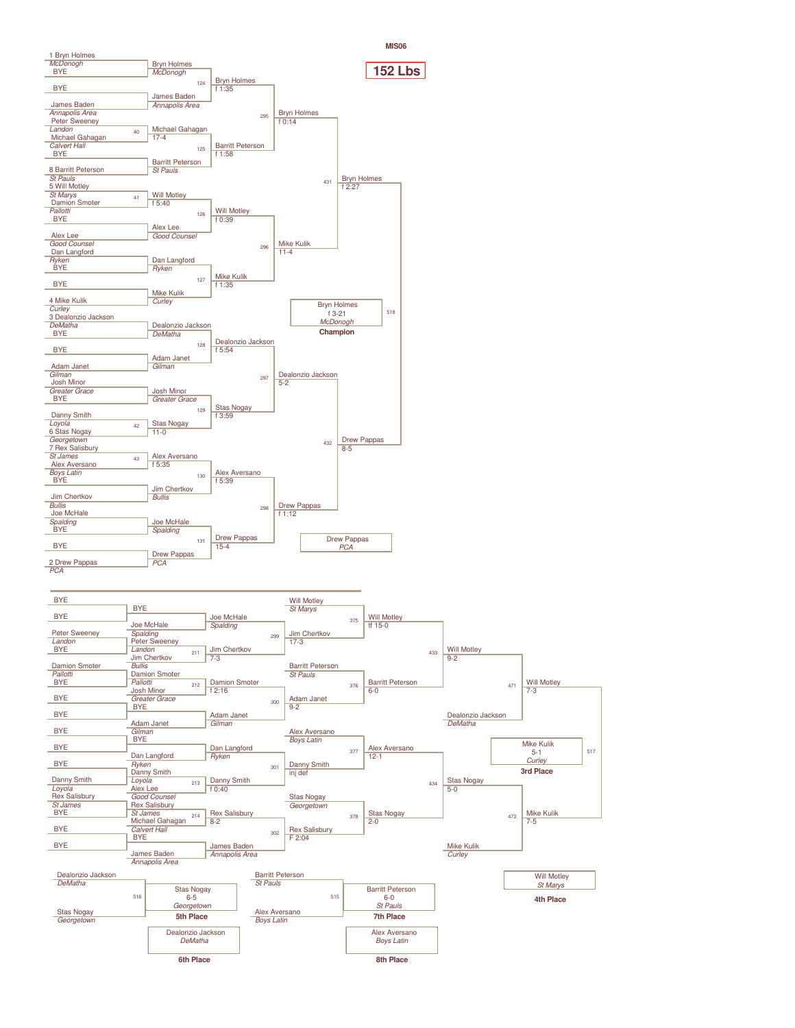MIS06

# 152 Lbs

## Championship Bracket

### First Round

- 1 Bryn Holmes (McDonogh) vs BYE → Bryn Holmes (McDonogh)
- BYE vs James Baden (Annapolis Area) → James Baden (Annapolis Area)
- Peter Sweeney (Landon) vs Michael Gahagan (Calvert Hall) [40] → Michael Gahagan, 17-4
- BYE vs 8 Barritt Peterson (St Pauls) → Barritt Peterson (St Pauls)
- 5 Will Motley (St Marys) vs Damion Smoter (Pallotti) [41] → Will Motley, f 5:40
- BYE vs Alex Lee (Good Counsel) → Alex Lee (Good Counsel)
- Dan Langford (Ryken) vs BYE → Dan Langford (Ryken)
- BYE vs 4 Mike Kulik (Curley) → Mike Kulik (Curley)
- 3 Dealonzio Jackson (DeMatha) vs BYE → Dealonzio Jackson (DeMatha)
- BYE vs Adam Janet (Gilman) → Adam Janet (Gilman)
- Josh Minor (Greater Grace) vs BYE → Josh Minor (Greater Grace)
- Danny Smith (Loyola) vs 6 Stas Nogay (Georgetown) [42] → Stas Nogay, 11-0
- 7 Rex Salisbury (St James) vs Alex Aversano (Boys Latin) [43] → Alex Aversano, f 5:35
- BYE vs Jim Chertkov (Bullis) → Jim Chertkov (Bullis)
- Joe McHale (Spalding) vs BYE → Joe McHale (Spalding)
- BYE vs 2 Drew Pappas (PCA) → Drew Pappas (PCA)

### Second Round

- [124] Bryn Holmes, f 1:35
- [125] Barritt Peterson, f 1:58
- [126] Will Motley, f 0:39
- [127] Mike Kulik, f 1:35
- [128] Dealonzio Jackson, f 5:54
- [129] Stas Nogay, f 3:59
- [130] Alex Aversano, f 5:39
- [131] Drew Pappas, 15-4

### Quarterfinals

- [295] Bryn Holmes, f 0:14
- [296] Mike Kulik, 11-4
- [297] Dealonzio Jackson, 5-2
- [298] Drew Pappas, f 1:12

### Semifinals

- [431] Bryn Holmes, f 2:27
- [432] Drew Pappas, 8-5

### Final

- [518] Bryn Holmes, f 3-21, McDonogh — **Champion**
- Drew Pappas, PCA

## Consolation Bracket

### First Round

- BYE vs BYE → BYE
- BYE vs Peter Sweeney (Landon) → Peter Sweeney (Landon)
- Damion Smoter (Pallotti) vs BYE → Damion Smoter (Pallotti)
- BYE vs BYE → BYE
- BYE vs BYE → BYE
- BYE vs BYE → BYE
- Danny Smith (Loyola) vs Rex Salisbury (St James) → Rex Salisbury (St James)
- BYE vs BYE → BYE

### Second Round

- Joe McHale (Spalding) vs BYE → Joe McHale (Spalding)
- Peter Sweeney (Landon) vs Jim Chertkov (Bullis) [211] → Jim Chertkov, 7-3
- Damion Smoter (Pallotti) vs Josh Minor (Greater Grace) [212] → Damion Smoter, f 2:16
- BYE vs Adam Janet (Gilman) → Adam Janet (Gilman)
- BYE vs Dan Langford (Ryken) → Dan Langford (Ryken)
- Danny Smith (Loyola) vs Alex Lee (Good Counsel) [213] → Danny Smith, f 0:40
- Rex Salisbury (St James) vs Michael Gahagan (Calvert Hall) [214] → Rex Salisbury, 8-2
- BYE vs James Baden (Annapolis Area) → James Baden (Annapolis Area)

### Third Round

- [299] Jim Chertkov, 17-3
- [300] Adam Janet, 9-2
- [301] Danny Smith, inj def
- [302] Rex Salisbury, F 2:04

### Fourth Round

- [375] Will Motley (St Marys) vs Jim Chertkov → Will Motley, tf 15-0
- [376] Barritt Peterson (St Pauls) vs Adam Janet → Barritt Peterson, 6-0
- [377] Alex Aversano (Boys Latin) vs Danny Smith → Alex Aversano, 12-1
- [378] Stas Nogay (Georgetown) vs Rex Salisbury → Stas Nogay, 2-0

### Fifth Round

- [433] Will Motley, 9-2
- [434] Stas Nogay, 5-0

### Consolation Semifinals

- [471] Will Motley vs Dealonzio Jackson (DeMatha) → Will Motley, 7-3
- [472] Stas Nogay vs Mike Kulik (Curley) → Mike Kulik, 7-5

### Placement Matches

- [517] Mike Kulik, 5-1, Curley — **3rd Place**
- Will Motley, St Marys — **4th Place**
- [516] Dealonzio Jackson (DeMatha) vs Stas Nogay (Georgetown) → Stas Nogay, 6-5, Georgetown — **5th Place**
- Dealonzio Jackson, DeMatha — **6th Place**
- [515] Barritt Peterson (St Pauls) vs Alex Aversano (Boys Latin) → Barritt Peterson, 6-0, St Pauls — **7th Place**
- Alex Aversano, Boys Latin — **8th Place**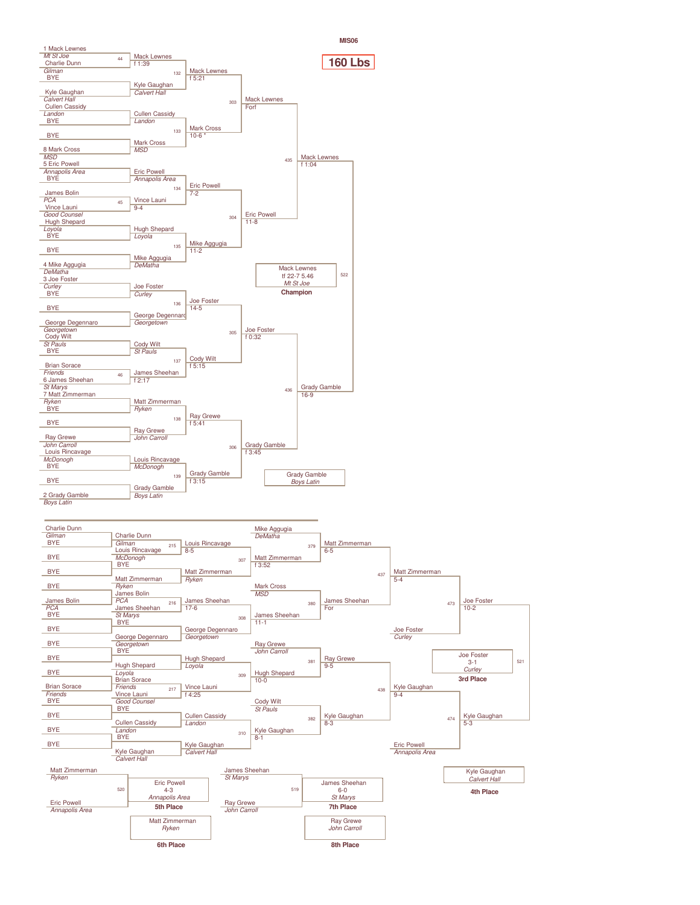# MIS06

## 160 Lbs

### Championship Bracket

**First Round**

- 1 Mack Lewnes (*Mt St Joe*) vs Charlie Dunn (*Gilman*) — Bout 44 — Mack Lewnes, f 1:39
- BYE vs Kyle Gaughan (*Calvert Hall*) — Kyle Gaughan (*Calvert Hall*)
- Cullen Cassidy (*Landon*) vs BYE — Cullen Cassidy (*Landon*)
- BYE vs 8 Mark Cross (*MSD*) — Mark Cross (*MSD*)
- 5 Eric Powell (*Annapolis Area*) vs BYE — Eric Powell (*Annapolis Area*)
- James Bolin (*PCA*) vs Vince Launi (*Good Counsel*) — Bout 45 — Vince Launi, 9-4
- Hugh Shepard (*Loyola*) vs BYE — Hugh Shepard (*Loyola*)
- BYE vs 4 Mike Aggugia (*DeMatha*) — Mike Aggugia (*DeMatha*)
- 3 Joe Foster (*Curley*) vs BYE — Joe Foster (*Curley*)
- BYE vs George Degennaro (*Georgetown*) — George Degennaro (*Georgetown*)
- Cody Wilt (*St Pauls*) vs BYE — Cody Wilt (*St Pauls*)
- Brian Sorace (*Friends*) vs 6 James Sheehan (*St Marys*) — Bout 46 — James Sheehan, f 2:17
- 7 Matt Zimmerman (*Ryken*) vs BYE — Matt Zimmerman (*Ryken*)
- BYE vs Ray Grewe (*John Carroll*) — Ray Grewe (*John Carroll*)
- Louis Rincavage (*McDonogh*) vs BYE — Louis Rincavage (*McDonogh*)
- BYE vs 2 Grady Gamble (*Boys Latin*) — Grady Gamble (*Boys Latin*)

**Second Round**

- Bout 132: Mack Lewnes vs Kyle Gaughan — Mack Lewnes, f 5:21
- Bout 133: Cullen Cassidy vs Mark Cross — Mark Cross, 10-6 *
- Bout 134: Eric Powell vs Vince Launi — Eric Powell, 7-2
- Bout 135: Hugh Shepard vs Mike Aggugia — Mike Aggugia, 11-2
- Bout 136: Joe Foster vs George Degennaro — Joe Foster, 14-5
- Bout 137: Cody Wilt vs James Sheehan — Cody Wilt, f 5:15
- Bout 138: Matt Zimmerman vs Ray Grewe — Ray Grewe, f 5:41
- Bout 139: Louis Rincavage vs Grady Gamble — Grady Gamble, f 3:15

**Quarterfinals**

- Bout 303: Mack Lewnes vs Mark Cross — Mack Lewnes, Forf
- Bout 304: Eric Powell vs Mike Aggugia — Eric Powell, 11-8
- Bout 305: Joe Foster vs Cody Wilt — Joe Foster, f 0:32
- Bout 306: Ray Grewe vs Grady Gamble — Grady Gamble, f 3:45

**Semifinals**

- Bout 435: Mack Lewnes vs Eric Powell — Mack Lewnes, f 1:04
- Bout 436: Joe Foster vs Grady Gamble — Grady Gamble, 16-9

**Final**

- Bout 522: **Champion:** Mack Lewnes (*Mt St Joe*), tf 22-7 5.46
- Runner-up: Grady Gamble (*Boys Latin*)

### Consolation Bracket

**First Round**

- Charlie Dunn (*Gilman*) vs BYE — Charlie Dunn (*Gilman*)
- BYE vs BYE
- BYE vs BYE
- James Bolin (*PCA*) vs BYE — James Bolin (*PCA*)
- BYE vs BYE
- BYE vs BYE
- BYE vs BYE
- Brian Sorace (*Friends*) vs BYE — Brian Sorace (*Friends*)
- BYE vs BYE
- BYE vs BYE

**Second Round**

- Bout 215: Charlie Dunn (*Gilman*) vs Louis Rincavage (*McDonogh*) — Louis Rincavage, 8-5
- BYE vs Matt Zimmerman (*Ryken*) — Matt Zimmerman (*Ryken*)
- Bout 216: James Bolin (*PCA*) vs James Sheehan (*St Marys*) — James Sheehan, 17-6
- BYE vs George Degennaro (*Georgetown*) — George Degennaro (*Georgetown*)
- BYE vs Hugh Shepard (*Loyola*) — Hugh Shepard (*Loyola*)
- Bout 217: Brian Sorace (*Friends*) vs Vince Launi (*Good Counsel*) — Vince Launi, f 4:25
- BYE vs Cullen Cassidy (*Landon*) — Cullen Cassidy (*Landon*)
- BYE vs Kyle Gaughan (*Calvert Hall*) — Kyle Gaughan (*Calvert Hall*)

**Third Round**

- Bout 307: Louis Rincavage vs Matt Zimmerman — Matt Zimmerman, f 3:52
- Bout 308: James Sheehan vs George Degennaro — James Sheehan, 11-1
- Bout 309: Hugh Shepard vs Vince Launi — Hugh Shepard, 10-0
- Bout 310: Cullen Cassidy vs Kyle Gaughan — Kyle Gaughan, 8-1

**Fourth Round**

- Bout 379: Mike Aggugia (*DeMatha*) vs Matt Zimmerman — Matt Zimmerman, 6-5
- Bout 380: Mark Cross (*MSD*) vs James Sheehan — James Sheehan, For
- Bout 381: Ray Grewe (*John Carroll*) vs Hugh Shepard — Ray Grewe, 9-5
- Bout 382: Cody Wilt (*St Pauls*) vs Kyle Gaughan — Kyle Gaughan, 8-3

**Fifth Round**

- Bout 437: Matt Zimmerman vs James Sheehan — Matt Zimmerman, 5-4
- Bout 438: Ray Grewe vs Kyle Gaughan — Kyle Gaughan, 9-4

**Consolation Semifinals**

- Bout 473: Matt Zimmerman vs Joe Foster (*Curley*) — Joe Foster, 10-2
- Bout 474: Kyle Gaughan vs Eric Powell (*Annapolis Area*) — Kyle Gaughan, 5-3

### Placement Matches

- Bout 521: **3rd Place:** Joe Foster (*Curley*), 3-1 — **4th Place:** Kyle Gaughan (*Calvert Hall*)
- Bout 520: **5th Place:** Eric Powell (*Annapolis Area*), 4-3 — **6th Place:** Matt Zimmerman (*Ryken*)
- Bout 519: **7th Place:** James Sheehan (*St Marys*), 6-0 — **8th Place:** Ray Grewe (*John Carroll*)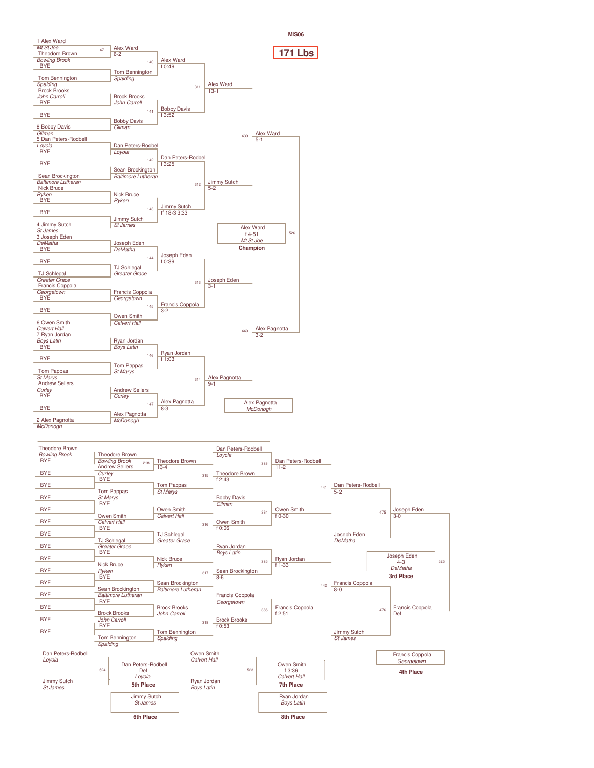MIS06

# 171 Lbs

## Championship Bracket

### First Round

| Bout | Wrestler 1 | Wrestler 2 | Winner | Result |
|---|---|---|---|---|
| 47 | 1 Alex Ward (Mt St Joe) | Theodore Brown (Bowling Brook) | Alex Ward | 6-2 |
| | BYE | Tom Bennington (Spalding) | Tom Bennington | |
| | Brock Brooks (John Carroll) | BYE | Brock Brooks | |
| | BYE | 8 Bobby Davis (Gilman) | Bobby Davis | |
| | 5 Dan Peters-Rodbell (Loyola) | BYE | Dan Peters-Rodbel | |
| | BYE | Sean Brockington (Baltimore Lutheran) | Sean Brockington | |
| | Nick Bruce (Ryken) | BYE | Nick Bruce | |
| | BYE | 4 Jimmy Sutch (St James) | Jimmy Sutch | |
| | 3 Joseph Eden (DeMatha) | BYE | Joseph Eden | |
| | BYE | TJ Schlegal (Greater Grace) | TJ Schlegal | |
| | Francis Coppola (Georgetown) | BYE | Francis Coppola | |
| | BYE | 6 Owen Smith (Calvert Hall) | Owen Smith | |
| | 7 Ryan Jordan (Boys Latin) | BYE | Ryan Jordan | |
| | BYE | Tom Pappas (St Marys) | Tom Pappas | |
| | Andrew Sellers (Curley) | BYE | Andrew Sellers | |
| | BYE | 2 Alex Pagnotta (McDonogh) | Alex Pagnotta | |

### Second Round

| Bout | Winner | Result |
|---|---|---|
| 140 | Alex Ward | f 0:49 |
| 141 | Bobby Davis | f 3:52 |
| 142 | Dan Peters-Rodbel | f 3:25 |
| 143 | Jimmy Sutch | tf 18-3 3:33 |
| 144 | Joseph Eden | f 0:39 |
| 145 | Francis Coppola | 3-2 |
| 146 | Ryan Jordan | f 1:03 |
| 147 | Alex Pagnotta | 8-3 |

### Quarterfinals

| Bout | Winner | Result |
|---|---|---|
| 311 | Alex Ward | 13-1 |
| 312 | Jimmy Sutch | 5-2 |
| 313 | Joseph Eden | 3-1 |
| 314 | Alex Pagnotta | 9-1 |

### Semifinals

| Bout | Winner | Result |
|---|---|---|
| 439 | Alex Ward | 5-1 |
| 440 | Alex Pagnotta | 3-2 |

### Final

| Bout | Place | Wrestler | Result | Team |
|---|---|---|---|---|
| 526 | Champion | Alex Ward | f 4-51 | Mt St Joe |
| | 2nd | Alex Pagnotta | | McDonogh |

## Consolation Bracket

| Bout | Wrestler 1 | Wrestler 2 | Winner | Result |
|---|---|---|---|---|
| 218 | Theodore Brown (Bowling Brook) | Andrew Sellers (Curley) | Theodore Brown | |
| 315 | Theodore Brown | Tom Pappas (St Marys) | Theodore Brown | 13-4 |
| 316 | Owen Smith (Calvert Hall) | TJ Schlegal (Greater Grace) | Owen Smith | |
| 317 | Nick Bruce (Ryken) | Sean Brockington (Baltimore Lutheran) | Sean Brockington | |
| 318 | Brock Brooks (John Carroll) | Tom Bennington (Spalding) | Brock Brooks | |
| 383 | Dan Peters-Rodbell (Loyola) | Theodore Brown | Dan Peters-Rodbell | 11-2 |
| 384 | Bobby Davis (Gilman) | Owen Smith | Owen Smith | f 0-30 |
| 385 | Ryan Jordan (Boys Latin) | Sean Brockington | Ryan Jordan | f 1-33 |
| 386 | Francis Coppola (Georgetown) | Brock Brooks | Francis Coppola | f 2:51 |
| 441 | Dan Peters-Rodbell | Owen Smith | Dan Peters-Rodbell | 5-2 |
| 442 | Ryan Jordan | Francis Coppola | Francis Coppola | 8-0 |
| 475 | Dan Peters-Rodbell | Joseph Eden (DeMatha) | Joseph Eden | 3-0 |
| 476 | Francis Coppola | Jimmy Sutch (St James) | Francis Coppola | Def |

Earlier consolation results: Theodore Brown f 2:43; Owen Smith f 0:06; Sean Brockington 8-6; Brock Brooks f 0:53.

## Placement Matches

| Bout | Place | Wrestler | Result | Team |
|---|---|---|---|---|
| 525 | 3rd Place | Joseph Eden | 4-3 | DeMatha |
| | 4th Place | Francis Coppola | | Georgetown |
| 524 | 5th Place | Dan Peters-Rodbell | Def | Loyola |
| | 6th Place | Jimmy Sutch | | St James |
| 523 | 7th Place | Owen Smith | f 3:36 | Calvert Hall |
| | 8th Place | Ryan Jordan | | Boys Latin |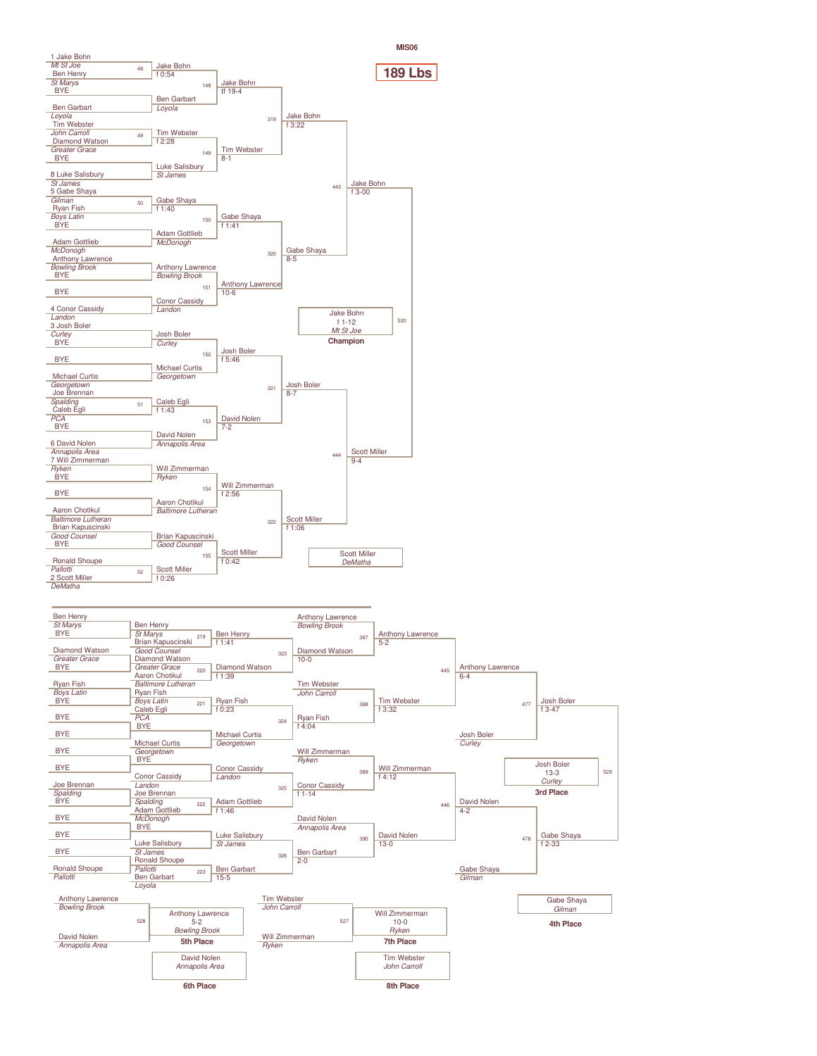MIS06

# 189 Lbs

## Championship Bracket

### First Round

| Bout | Wrestler 1 | Wrestler 2 | Winner | Result |
|---|---|---|---|---|
| 48 | 1 Jake Bohn (Mt St Joe) | Ben Henry (St Marys) | Jake Bohn | f 0:54 |
| | BYE | Ben Garbart (Loyola) | Ben Garbart | |
| 49 | Tim Webster (John Carroll) | Diamond Watson (Greater Grace) | Tim Webster | f 2:28 |
| | BYE | 8 Luke Salisbury (St James) | Luke Salisbury (St James) | |
| 50 | 5 Gabe Shaya (Gilman) | Ryan Fish (Boys Latin) | Gabe Shaya | f 1:40 |
| | BYE | Adam Gottlieb (McDonogh) | Adam Gottlieb (McDonogh) | |
| | Anthony Lawrence (Bowling Brook) | BYE | Anthony Lawrence (Bowling Brook) | |
| | BYE | 4 Conor Cassidy (Landon) | Conor Cassidy (Landon) | |
| | 3 Josh Boler (Curley) | BYE | Josh Boler (Curley) | |
| | BYE | Michael Curtis (Georgetown) | Michael Curtis (Georgetown) | |
| 51 | Joe Brennan (Spalding) | Caleb Egli (PCA) | Caleb Egli | f 1:43 |
| | BYE | 6 David Nolen (Annapolis Area) | David Nolen (Annapolis Area) | |
| | 7 Will Zimmerman (Ryken) | BYE | Will Zimmerman (Ryken) | |
| | BYE | Aaron Chotikul (Baltimore Lutheran) | Aaron Chotikul (Baltimore Lutheran) | |
| | Brian Kapuscinski (Good Counsel) | BYE | Brian Kapuscinski (Good Counsel) | |
| 52 | Ronald Shoupe (Pallotti) | 2 Scott Miller (DeMatha) | Scott Miller | f 0:26 |

### Second Round

| Bout | Winner | Result |
|---|---|---|
| 148 | Jake Bohn | tf 19-4 |
| 149 | Tim Webster | 8-1 |
| 150 | Gabe Shaya | f 1:41 |
| 151 | Anthony Lawrence | 10-6 |
| 152 | Josh Boler | f 5:46 |
| 153 | David Nolen | 7-2 |
| 154 | Will Zimmerman | f 2:56 |
| 155 | Scott Miller | f 0:42 |

### Quarterfinals

| Bout | Winner | Result |
|---|---|---|
| 319 | Jake Bohn | f 3:22 |
| 320 | Gabe Shaya | 8-5 |
| 321 | Josh Boler | 8-7 |
| 322 | Scott Miller | f 1:06 |

### Semifinals

| Bout | Winner | Result |
|---|---|---|
| 443 | Jake Bohn | f 3-00 |
| 444 | Scott Miller | 9-4 |

### Final

| Bout | Winner | Result |
|---|---|---|
| 530 | Jake Bohn (Mt St Joe) | f 1-12 |

**Champion:** Jake Bohn, f 1-12, Mt St Joe

Scott Miller, DeMatha

## Consolation Bracket

### Consolation First Round

| Bout | Wrestler 1 | Wrestler 2 | Winner | Result |
|---|---|---|---|---|
| | Ben Henry (St Marys) | BYE | Ben Henry (St Marys) | |
| | Diamond Watson (Greater Grace) | BYE | Diamond Watson (Greater Grace) | |
| | Ryan Fish (Boys Latin) | BYE | Ryan Fish (Boys Latin) | |
| | BYE | BYE | BYE | |
| | BYE | BYE | Michael Curtis (Georgetown) | |
| | BYE | | Conor Cassidy (Landon) | |
| | Joe Brennan (Spalding) | BYE | Joe Brennan (Spalding) | |
| | BYE | BYE | BYE | |
| | BYE | | Luke Salisbury (St James) | |
| | BYE | Ronald Shoupe (Pallotti) | Ronald Shoupe (Pallotti) | |

### Consolation Second Round

| Bout | Wrestler 1 | Wrestler 2 | Winner | Result |
|---|---|---|---|---|
| 219 | Ben Henry (St Marys) | Brian Kapuscinski (Good Counsel) | Ben Henry | f 1:41 |
| 220 | Diamond Watson (Greater Grace) | Aaron Chotikul (Baltimore Lutheran) | Diamond Watson | f 1:39 |
| 221 | Ryan Fish (Boys Latin) | Caleb Egli (PCA) | Ryan Fish | f 0:23 |
| | BYE | Michael Curtis (Georgetown) | Michael Curtis (Georgetown) | |
| | Conor Cassidy (Landon) | BYE | Conor Cassidy (Landon) | |
| 222 | Joe Brennan (Spalding) | Adam Gottlieb (McDonogh) | Adam Gottlieb | f 1:46 |
| | BYE | Luke Salisbury (St James) | Luke Salisbury (St James) | |
| 223 | Ronald Shoupe (Pallotti) | Ben Garbart (Loyola) | Ben Garbart | 15-5 |

### Consolation Third Round

| Bout | Wrestler 1 | Wrestler 2 | Winner | Result |
|---|---|---|---|---|
| 323 | Ben Henry | Diamond Watson | Diamond Watson | 10-0 |
| 324 | Ryan Fish | Michael Curtis | Ryan Fish | f 4:04 |
| 325 | Conor Cassidy | Adam Gottlieb | Conor Cassidy | f 1-14 |
| 326 | Luke Salisbury | Ben Garbart | Ben Garbart | 2-0 |

### Consolation Fourth Round

| Bout | Wrestler 1 | Wrestler 2 | Winner | Result |
|---|---|---|---|---|
| 387 | Anthony Lawrence (Bowling Brook) | Diamond Watson | Anthony Lawrence | 5-2 |
| 388 | Tim Webster (John Carroll) | Ryan Fish | Tim Webster | f 3:32 |
| 389 | Will Zimmerman (Ryken) | Conor Cassidy | Will Zimmerman | f 4:12 |
| 390 | David Nolen (Annapolis Area) | Ben Garbart | David Nolen | 13-0 |

### Consolation Quarterfinals

| Bout | Wrestler 1 | Wrestler 2 | Winner | Result |
|---|---|---|---|---|
| 445 | Anthony Lawrence | Tim Webster | Anthony Lawrence | 6-4 |
| 446 | Will Zimmerman | David Nolen | David Nolen | 4-2 |

### Consolation Semifinals

| Bout | Wrestler 1 | Wrestler 2 | Winner | Result |
|---|---|---|---|---|
| 477 | Anthony Lawrence | Josh Boler (Curley) | Josh Boler | f 3-47 |
| 478 | David Nolen | Gabe Shaya (Gilman) | Gabe Shaya | f 2-33 |

### Placement Matches

| Bout | Wrestler 1 | Wrestler 2 | Winner | Result | Place |
|---|---|---|---|---|---|
| 529 | Josh Boler | Gabe Shaya | Josh Boler (Curley) | 13-3 | 3rd Place |
| 528 | Anthony Lawrence (Bowling Brook) | David Nolen (Annapolis Area) | Anthony Lawrence (Bowling Brook) | 5-2 | 5th Place |
| 527 | Tim Webster (John Carroll) | Will Zimmerman (Ryken) | Will Zimmerman (Ryken) | 10-0 | 7th Place |

**3rd Place:** Josh Boler, 13-3, Curley

**4th Place:** Gabe Shaya, Gilman

**5th Place:** Anthony Lawrence, 5-2, Bowling Brook

**6th Place:** David Nolen, Annapolis Area

**7th Place:** Will Zimmerman, 10-0, Ryken

**8th Place:** Tim Webster, John Carroll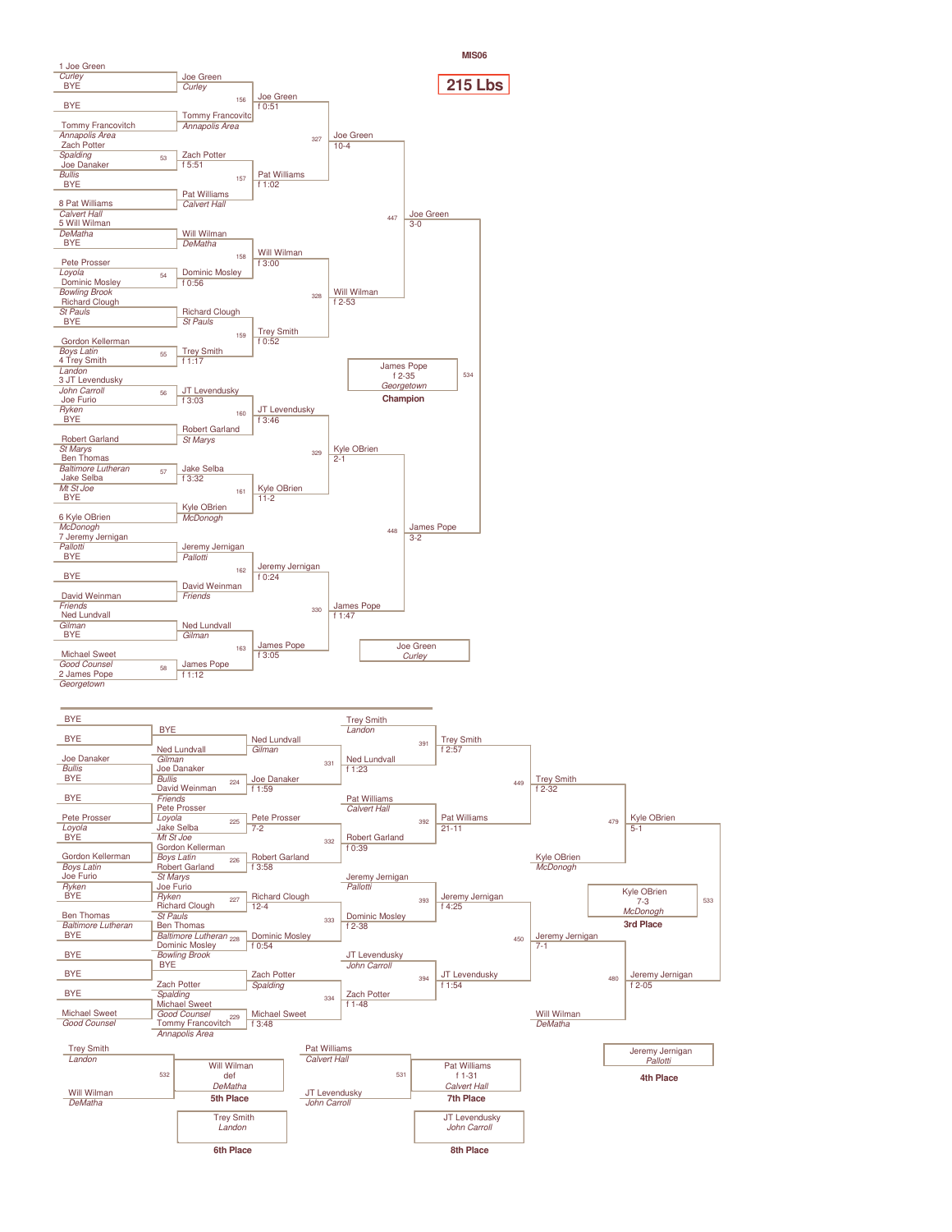MIS06

# 215 Lbs

## Championship Bracket

### Round 1

| Bout | Wrestler | Team | Opponent | Team | Winner | Result |
|---|---|---|---|---|---|---|
| | 1 Joe Green | Curley | BYE | | Joe Green (Curley) | |
| | BYE | | Tommy Francovitch | Annapolis Area | Tommy Francovitc (Annapolis Area) | |
| 53 | Zach Potter | Spalding | Joe Danaker | Bullis | Zach Potter | f 5:51 |
| | BYE | | 8 Pat Williams | Calvert Hall | Pat Williams (Calvert Hall) | |
| | 5 Will Wilman | DeMatha | BYE | | Will Wilman (DeMatha) | |
| 54 | Pete Prosser | Loyola | Dominic Mosley | Bowling Brook | Dominic Mosley | f 0:56 |
| | Richard Clough | St Pauls | BYE | | Richard Clough (St Pauls) | |
| 55 | Gordon Kellerman | Boys Latin | 4 Trey Smith | Landon | Trey Smith | f 1:17 |
| 56 | 3 JT Levendusky | John Carroll | Joe Furio | Ryken | JT Levendusky | f 3:03 |
| | BYE | | Robert Garland | St Marys | Robert Garland (St Marys) | |
| 57 | Ben Thomas | Baltimore Lutheran | Jake Selba | Mt St Joe | Jake Selba | f 3:32 |
| | BYE | | 6 Kyle OBrien | McDonogh | Kyle OBrien (McDonogh) | |
| | 7 Jeremy Jernigan | Pallotti | BYE | | Jeremy Jernigan (Pallotti) | |
| | BYE | | David Weinman | Friends | David Weinman (Friends) | |
| | Ned Lundvall | Gilman | BYE | | Ned Lundvall (Gilman) | |
| 58 | Michael Sweet | Good Counsel | 2 James Pope | Georgetown | James Pope | f 1:12 |

### Round 2

| Bout | Winner | Result |
|---|---|---|
| 156 | Joe Green | f 0:51 |
| 157 | Pat Williams | f 1:02 |
| 158 | Will Wilman | f 3:00 |
| 159 | Trey Smith | f 0:52 |
| 160 | JT Levendusky | f 3:46 |
| 161 | Kyle OBrien | 11-2 |
| 162 | Jeremy Jernigan | f 0:24 |
| 163 | James Pope | f 3:05 |

### Quarterfinals

| Bout | Winner | Result |
|---|---|---|
| 327 | Joe Green | 10-4 |
| 328 | Will Wilman | f 2-53 |
| 329 | Kyle OBrien | 2-1 |
| 330 | James Pope | f 1:47 |

### Semifinals

| Bout | Winner | Result |
|---|---|---|
| 447 | Joe Green | 3-0 |
| 448 | James Pope | 3-2 |

### Final

| Bout | Result |
|---|---|
| 534 | James Pope, f 2-35, Georgetown — **Champion** |

Runner-up: Joe Green, Curley

## Consolation Bracket

### Consolation Round 1

| Bout | Winner | Result |
|---|---|---|
| | Ned Lundvall (Gilman) | BYE |
| 224 | Joe Danaker (Bullis) over David Weinman (Friends) | f 1:59 |
| 225 | Pete Prosser (Loyola) over Jake Selba (Mt St Joe) | 7-2 |
| 226 | Robert Garland (St Marys) over Gordon Kellerman (Boys Latin) | f 3:58 |
| 227 | Richard Clough (St Pauls) over Joe Furio (Ryken) | 12-4 |
| 228 | Dominic Mosley (Bowling Brook) over Ben Thomas (Baltimore Lutheran) | f 0:54 |
| | Zach Potter (Spalding) | BYE |
| 229 | Michael Sweet (Good Counsel) over Tommy Francovitch (Annapolis Area) | f 3:48 |

### Consolation Round 2

| Bout | Winner | Result |
|---|---|---|
| 331 | Ned Lundvall | f 1:23 |
| 332 | Robert Garland | f 0:39 |
| 333 | Dominic Mosley | f 2-38 |
| 334 | Zach Potter | f 1-48 |

### Consolation Round 3

| Bout | Matchup | Winner | Result |
|---|---|---|---|
| 391 | Trey Smith (Landon) vs Ned Lundvall | Trey Smith | f 2:57 |
| 392 | Pat Williams (Calvert Hall) vs Robert Garland | Pat Williams | 21-11 |
| 393 | Jeremy Jernigan (Pallotti) vs Dominic Mosley | Jeremy Jernigan | f 4:25 |
| 394 | JT Levendusky (John Carroll) vs Zach Potter | JT Levendusky | f 1:54 |

### Consolation Semifinals

| Bout | Matchup | Winner | Result |
|---|---|---|---|
| 449 | Trey Smith vs Kyle OBrien (McDonogh) / Pat Williams | Trey Smith | f 2-32 |
| 450 | Jeremy Jernigan vs JT Levendusky | Jeremy Jernigan | 7-1 |
| 479 | Trey Smith vs Kyle OBrien (McDonogh) | Kyle OBrien | 5-1 |
| 480 | Jeremy Jernigan vs Will Wilman (DeMatha) | Jeremy Jernigan | f 2-05 |

### Placement Matches

| Bout | Match | Result |
|---|---|---|
| 533 | Kyle OBrien, 7-3, McDonogh — **3rd Place** | Jeremy Jernigan, Pallotti — **4th Place** |
| 532 | Will Wilman def Trey Smith, DeMatha — **5th Place** | Trey Smith, Landon — **6th Place** |
| 531 | Pat Williams, f 1-31, Calvert Hall — **7th Place** | JT Levendusky, John Carroll — **8th Place** |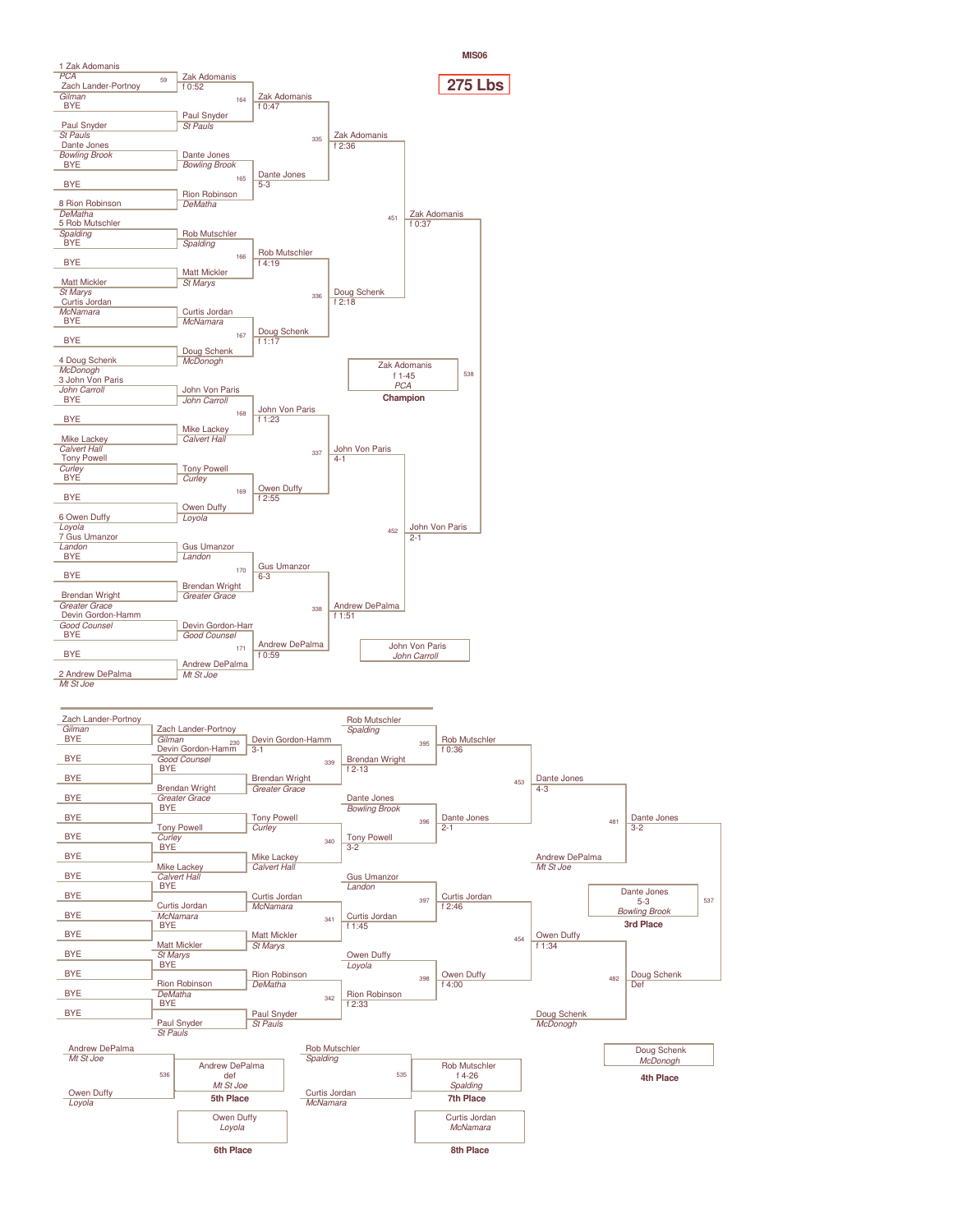MIS06

**275 Lbs**

## Championship Bracket

### First Round

- 1 Zak Adomanis (PCA) vs Zach Lander-Portnoy (Gilman) — 59 — Zak Adomanis, f 0:52
- BYE vs Paul Snyder (St Pauls) — Paul Snyder (St Pauls)
- Dante Jones (Bowling Brook) vs BYE — Dante Jones (Bowling Brook)
- BYE vs 8 Rion Robinson (DeMatha) — Rion Robinson (DeMatha)
- 5 Rob Mutschler (Spalding) vs BYE — Rob Mutschler (Spalding)
- BYE vs Matt Mickler (St Marys) — Matt Mickler (St Marys)
- Curtis Jordan (McNamara) vs BYE — Curtis Jordan (McNamara)
- BYE vs 4 Doug Schenk (McDonogh) — Doug Schenk (McDonogh)
- 3 John Von Paris (John Carroll) vs BYE — John Von Paris (John Carroll)
- BYE vs Mike Lackey (Calvert Hall) — Mike Lackey (Calvert Hall)
- Tony Powell (Curley) vs BYE — Tony Powell (Curley)
- BYE vs 6 Owen Duffy (Loyola) — Owen Duffy (Loyola)
- 7 Gus Umanzor (Landon) vs BYE — Gus Umanzor (Landon)
- BYE vs Brendan Wright (Greater Grace) — Brendan Wright (Greater Grace)
- Devin Gordon-Hamm (Good Counsel) vs BYE — Devin Gordon-Hamm (Good Counsel)
- BYE vs 2 Andrew DePalma (Mt St Joe) — Andrew DePalma (Mt St Joe)

### Second Round

- 164 — Zak Adomanis, f 0:47
- 165 — Dante Jones, 5-3
- 166 — Rob Mutschler, f 4:19
- 167 — Doug Schenk, f 1:17
- 168 — John Von Paris, f 1:23
- 169 — Owen Duffy, f 2:55
- 170 — Gus Umanzor, 6-3
- 171 — Andrew DePalma, f 0:59

### Quarterfinals

- 335 — Zak Adomanis, f 2:36
- 336 — Doug Schenk, f 2:18
- 337 — John Von Paris, 4-1
- 338 — Andrew DePalma, f 1:51

### Semifinals

- 451 — Zak Adomanis, f 0:37
- 452 — John Von Paris, 2-1

### Final

- 538 — Zak Adomanis, f 1-45, PCA — **Champion**
- John Von Paris, John Carroll

## Consolation Bracket

### First Round

- Zach Lander-Portnoy (Gilman) vs BYE — Zach Lander-Portnoy (Gilman)
- BYE vs BYE — Devin Gordon-Hamm (Good Counsel) vs BYE
- BYE vs BYE — Brendan Wright (Greater Grace) vs BYE
- BYE vs BYE — Tony Powell (Curley) vs BYE
- BYE vs BYE — Mike Lackey (Calvert Hall) vs BYE
- BYE vs BYE — Curtis Jordan (McNamara) vs BYE
- BYE vs BYE — Matt Mickler (St Marys) vs BYE
- BYE vs BYE — Rion Robinson (DeMatha) vs BYE
- BYE vs BYE — Paul Snyder (St Pauls)

### Second Round

- 230 — Devin Gordon-Hamm, 3-1
- Brendan Wright (Greater Grace)
- Tony Powell (Curley)
- Mike Lackey (Calvert Hall)
- Curtis Jordan (McNamara)
- Matt Mickler (St Marys)
- Rion Robinson (DeMatha)
- Paul Snyder (St Pauls)

### Third Round

- Rob Mutschler (Spalding) vs 339 — Brendan Wright, f 2-13
- Dante Jones (Bowling Brook) vs 340 — Tony Powell, 3-2
- Gus Umanzor (Landon) vs 341 — Curtis Jordan, f 1:45
- Owen Duffy (Loyola) vs 342 — Rion Robinson, f 2:33

### Fourth Round

- 395 — Rob Mutschler, f 0:36
- 396 — Dante Jones, 2-1
- 397 — Curtis Jordan, f 2:46
- 398 — Owen Duffy, f 4:00

### Consolation Quarterfinals

- 453 — Dante Jones, 4-3 (vs Andrew DePalma, Mt St Joe)
- 454 — Owen Duffy, f 1:34 (vs Doug Schenk, McDonogh)

### Consolation Semifinals

- 481 — Dante Jones, 3-2
- 482 — Doug Schenk, Def

### 3rd Place

- 537 — Dante Jones, 5-3, Bowling Brook — **3rd Place**
- Doug Schenk, McDonogh — **4th Place**

### 5th Place

- Andrew DePalma (Mt St Joe) vs Owen Duffy (Loyola) — 536 — Andrew DePalma def, Mt St Joe — **5th Place**
- Owen Duffy, Loyola — **6th Place**

### 7th Place

- Rob Mutschler (Spalding) vs Curtis Jordan (McNamara) — 535 — Rob Mutschler, f 4-26, Spalding — **7th Place**
- Curtis Jordan, McNamara — **8th Place**